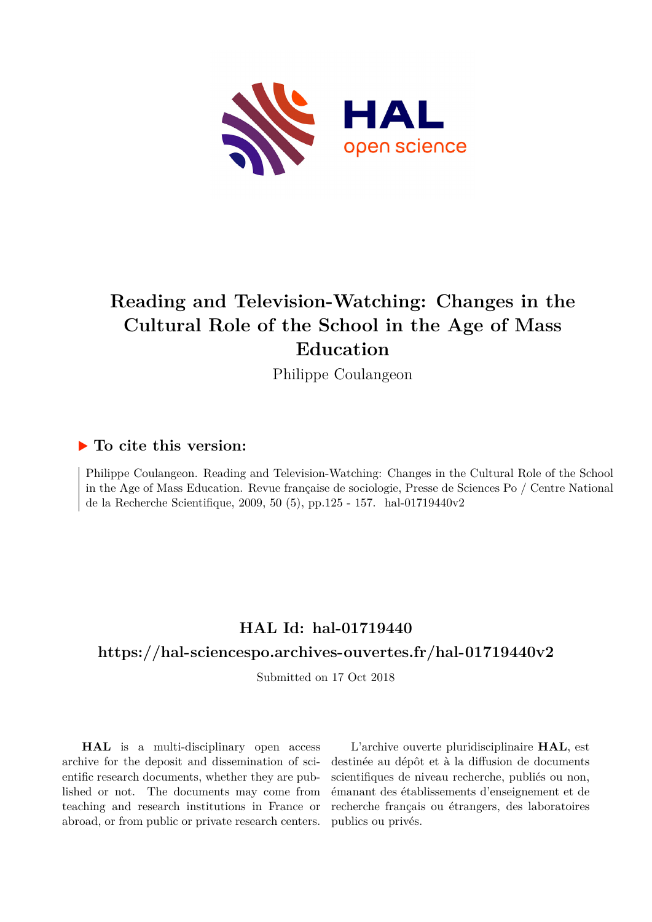# Reading and Television-Watching: Changes in the Cultural Role of the School in the Age of Mass Education

Philippe Coulangeon

## ▶ To cite this version:

Philippe Coulangeon. Reading and Television-Watching: Changes in the Cultural Role of the School in the Age of Mass Education. Revue française de sociologie, Presse de Sciences Po / Centre National de la Recherche Scientifique, 2009, 50 (5), pp.125 - 157. hal-01719440v2

## HAL Id: hal-01719440

## https://hal-sciencespo.archives-ouvertes.fr/hal-01719440v2

Submitted on 17 Oct 2018

**HAL** is a multi-disciplinary open access archive for the deposit and dissemination of scientific research documents, whether they are published or not. The documents may come from teaching and research institutions in France or abroad, or from public or private research centers.

L'archive ouverte pluridisciplinaire **HAL**, est destinée au dépôt et à la diffusion de documents scientifiques de niveau recherche, publiés ou non, émanant des établissements d'enseignement et de recherche français ou étrangers, des laboratoires publics ou privés.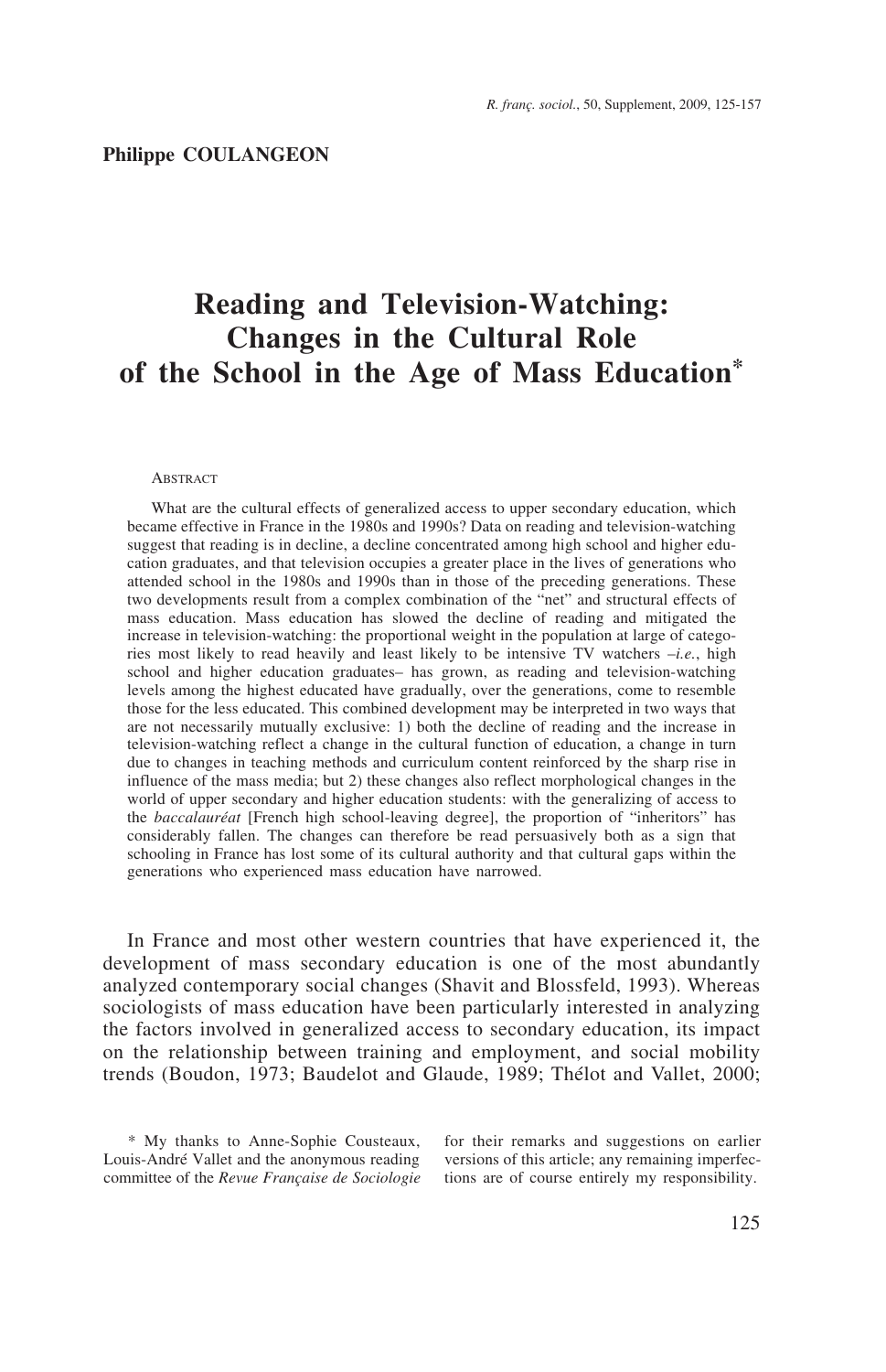**Philippe COULANGEON**

# Reading and Television-Watching: Changes in the Cultural Role of the School in the Age of Mass Education*

ABSTRACT

What are the cultural effects of generalized access to upper secondary education, which became effective in France in the 1980s and 1990s? Data on reading and television-watching suggest that reading is in decline, a decline concentrated among high school and higher education graduates, and that television occupies a greater place in the lives of generations who attended school in the 1980s and 1990s than in those of the preceding generations. These two developments result from a complex combination of the "net" and structural effects of mass education. Mass education has slowed the decline of reading and mitigated the increase in television-watching: the proportional weight in the population at large of categories most likely to read heavily and least likely to be intensive TV watchers –*i.e.*, high school and higher education graduates– has grown, as reading and television-watching levels among the highest educated have gradually, over the generations, come to resemble those for the less educated. This combined development may be interpreted in two ways that are not necessarily mutually exclusive: 1) both the decline of reading and the increase in television-watching reflect a change in the cultural function of education, a change in turn due to changes in teaching methods and curriculum content reinforced by the sharp rise in influence of the mass media; but 2) these changes also reflect morphological changes in the world of upper secondary and higher education students: with the generalizing of access to the *baccalauréat* [French high school-leaving degree], the proportion of "inheritors" has considerably fallen. The changes can therefore be read persuasively both as a sign that schooling in France has lost some of its cultural authority and that cultural gaps within the generations who experienced mass education have narrowed.

In France and most other western countries that have experienced it, the development of mass secondary education is one of the most abundantly analyzed contemporary social changes (Shavit and Blossfeld, 1993). Whereas sociologists of mass education have been particularly interested in analyzing the factors involved in generalized access to secondary education, its impact on the relationship between training and employment, and social mobility trends (Boudon, 1973; Baudelot and Glaude, 1989; Thélot and Vallet, 2000;

* My thanks to Anne-Sophie Cousteaux, Louis-André Vallet and the anonymous reading committee of the *Revue Française de Sociologie* for their remarks and suggestions on earlier versions of this article; any remaining imperfections are of course entirely my responsibility.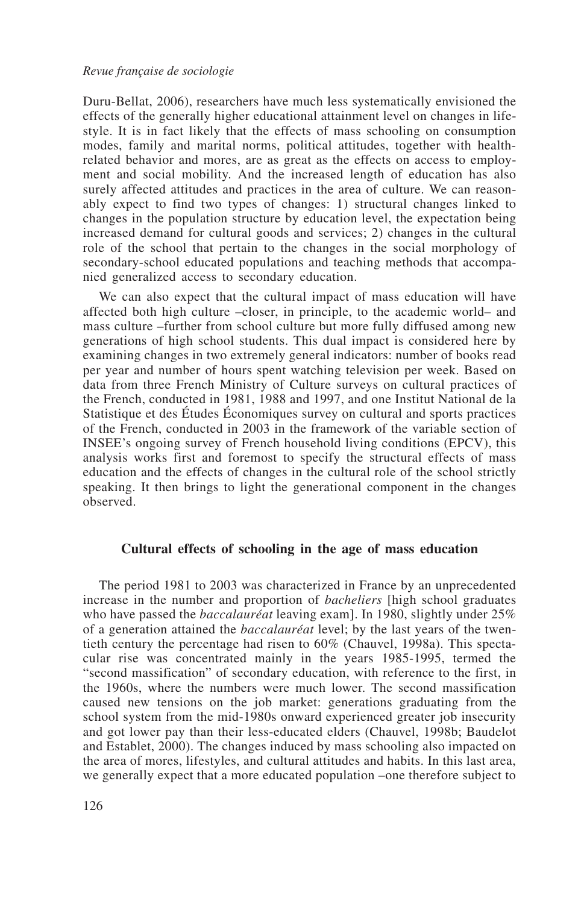Duru-Bellat, 2006), researchers have much less systematically envisioned the effects of the generally higher educational attainment level on changes in lifestyle. It is in fact likely that the effects of mass schooling on consumption modes, family and marital norms, political attitudes, together with health-related behavior and mores, are as great as the effects on access to employment and social mobility. And the increased length of education has also surely affected attitudes and practices in the area of culture. We can reasonably expect to find two types of changes: 1) structural changes linked to changes in the population structure by education level, the expectation being increased demand for cultural goods and services; 2) changes in the cultural role of the school that pertain to the changes in the social morphology of secondary-school educated populations and teaching methods that accompanied generalized access to secondary education.

We can also expect that the cultural impact of mass education will have affected both high culture –closer, in principle, to the academic world– and mass culture –further from school culture but more fully diffused among new generations of high school students. This dual impact is considered here by examining changes in two extremely general indicators: number of books read per year and number of hours spent watching television per week. Based on data from three French Ministry of Culture surveys on cultural practices of the French, conducted in 1981, 1988 and 1997, and one Institut National de la Statistique et des Études Économiques survey on cultural and sports practices of the French, conducted in 2003 in the framework of the variable section of INSEE's ongoing survey of French household living conditions (EPCV), this analysis works first and foremost to specify the structural effects of mass education and the effects of changes in the cultural role of the school strictly speaking. It then brings to light the generational component in the changes observed.

## Cultural effects of schooling in the age of mass education

The period 1981 to 2003 was characterized in France by an unprecedented increase in the number and proportion of *bacheliers* [high school graduates who have passed the *baccalauréat* leaving exam]. In 1980, slightly under 25% of a generation attained the *baccalauréat* level; by the last years of the twentieth century the percentage had risen to 60% (Chauvel, 1998a). This spectacular rise was concentrated mainly in the years 1985-1995, termed the "second massification" of secondary education, with reference to the first, in the 1960s, where the numbers were much lower. The second massification caused new tensions on the job market: generations graduating from the school system from the mid-1980s onward experienced greater job insecurity and got lower pay than their less-educated elders (Chauvel, 1998b; Baudelot and Establet, 2000). The changes induced by mass schooling also impacted on the area of mores, lifestyles, and cultural attitudes and habits. In this last area, we generally expect that a more educated population –one therefore subject to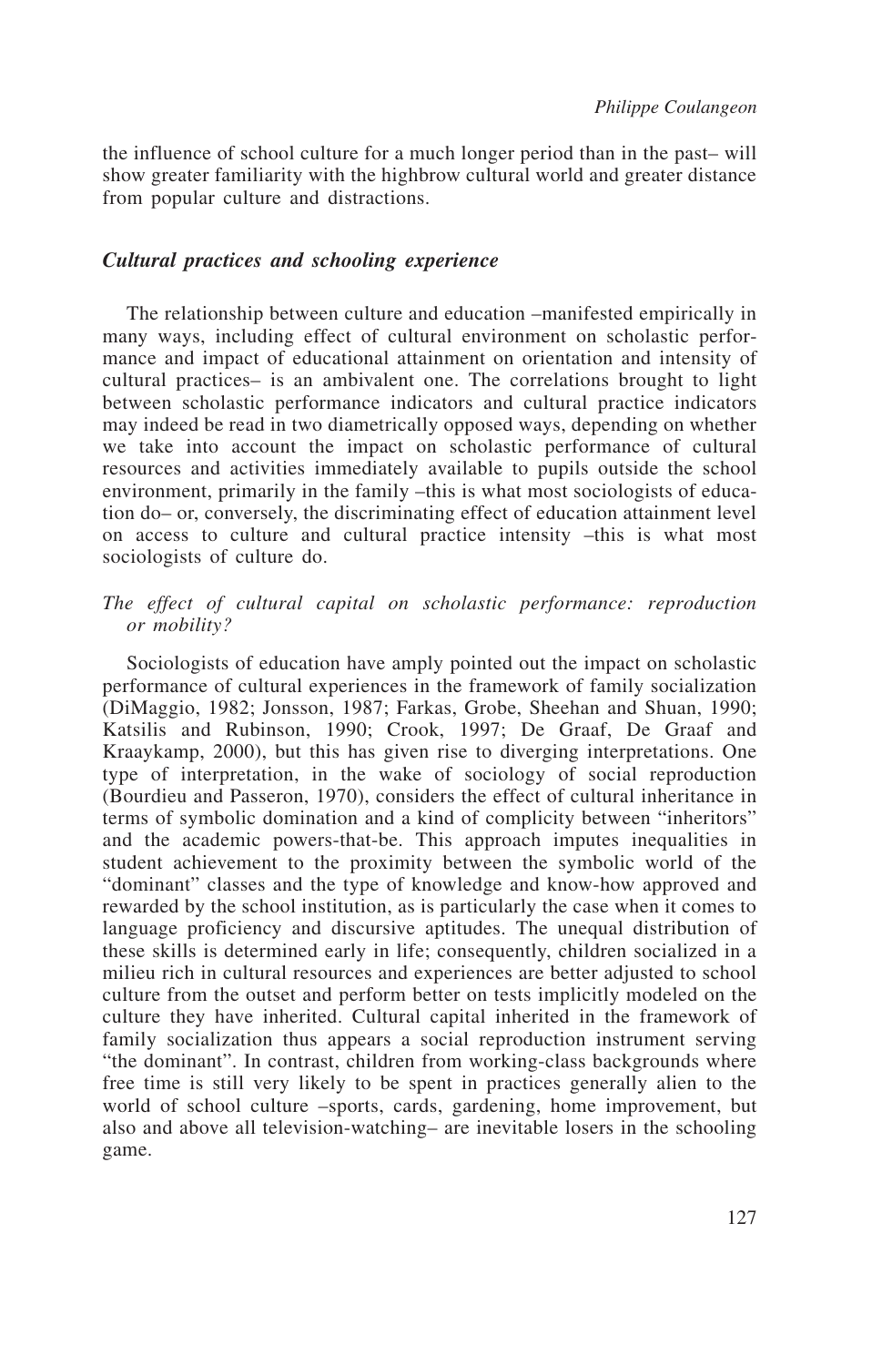the influence of school culture for a much longer period than in the past– will show greater familiarity with the highbrow cultural world and greater distance from popular culture and distractions.

## *Cultural practices and schooling experience*

The relationship between culture and education –manifested empirically in many ways, including effect of cultural environment on scholastic performance and impact of educational attainment on orientation and intensity of cultural practices– is an ambivalent one. The correlations brought to light between scholastic performance indicators and cultural practice indicators may indeed be read in two diametrically opposed ways, depending on whether we take into account the impact on scholastic performance of cultural resources and activities immediately available to pupils outside the school environment, primarily in the family –this is what most sociologists of education do– or, conversely, the discriminating effect of education attainment level on access to culture and cultural practice intensity –this is what most sociologists of culture do.

### *The effect of cultural capital on scholastic performance: reproduction or mobility?*

Sociologists of education have amply pointed out the impact on scholastic performance of cultural experiences in the framework of family socialization (DiMaggio, 1982; Jonsson, 1987; Farkas, Grobe, Sheehan and Shuan, 1990; Katsilis and Rubinson, 1990; Crook, 1997; De Graaf, De Graaf and Kraaykamp, 2000), but this has given rise to diverging interpretations. One type of interpretation, in the wake of sociology of social reproduction (Bourdieu and Passeron, 1970), considers the effect of cultural inheritance in terms of symbolic domination and a kind of complicity between "inheritors" and the academic powers-that-be. This approach imputes inequalities in student achievement to the proximity between the symbolic world of the "dominant" classes and the type of knowledge and know-how approved and rewarded by the school institution, as is particularly the case when it comes to language proficiency and discursive aptitudes. The unequal distribution of these skills is determined early in life; consequently, children socialized in a milieu rich in cultural resources and experiences are better adjusted to school culture from the outset and perform better on tests implicitly modeled on the culture they have inherited. Cultural capital inherited in the framework of family socialization thus appears a social reproduction instrument serving "the dominant". In contrast, children from working-class backgrounds where free time is still very likely to be spent in practices generally alien to the world of school culture –sports, cards, gardening, home improvement, but also and above all television-watching– are inevitable losers in the schooling game.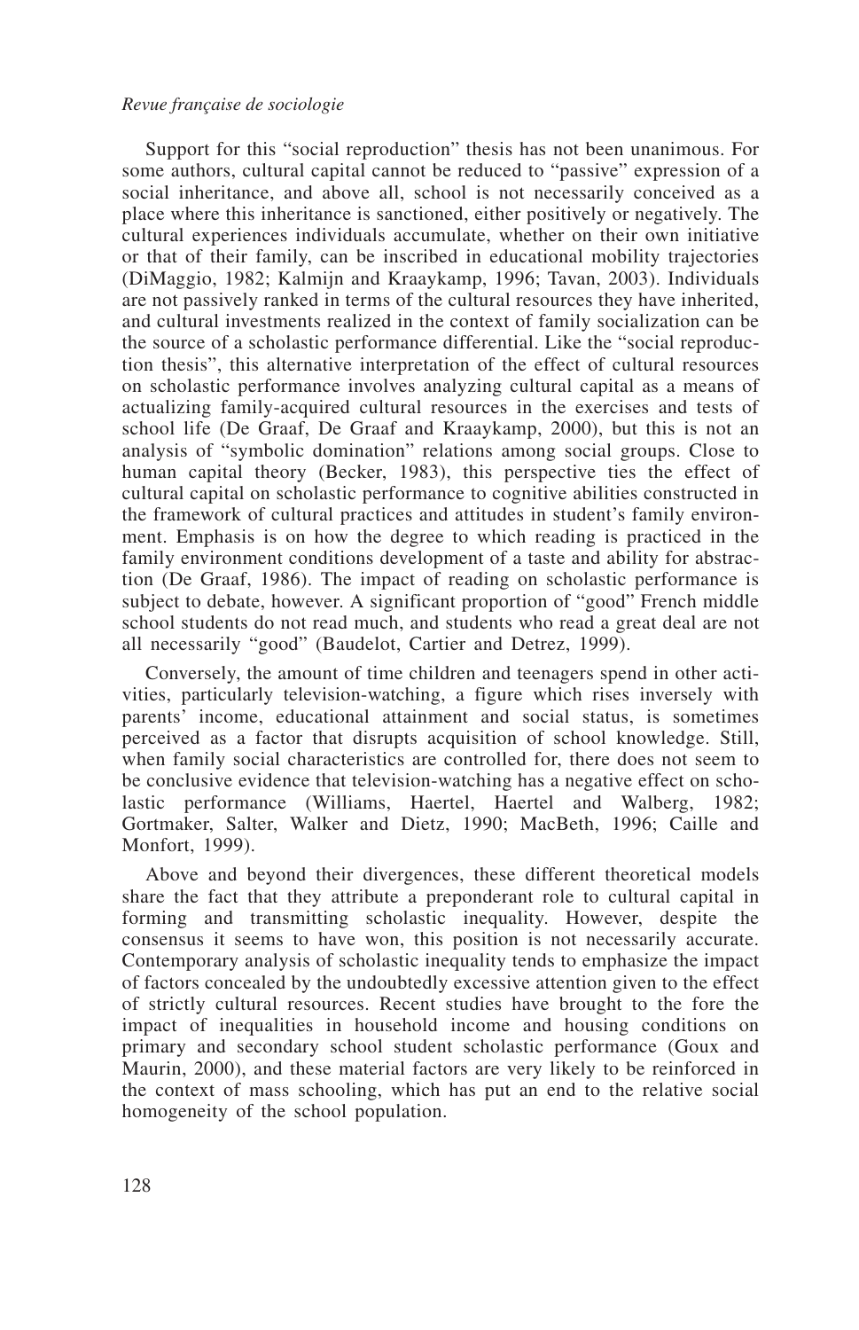Support for this "social reproduction" thesis has not been unanimous. For some authors, cultural capital cannot be reduced to "passive" expression of a social inheritance, and above all, school is not necessarily conceived as a place where this inheritance is sanctioned, either positively or negatively. The cultural experiences individuals accumulate, whether on their own initiative or that of their family, can be inscribed in educational mobility trajectories (DiMaggio, 1982; Kalmijn and Kraaykamp, 1996; Tavan, 2003). Individuals are not passively ranked in terms of the cultural resources they have inherited, and cultural investments realized in the context of family socialization can be the source of a scholastic performance differential. Like the "social reproduction thesis", this alternative interpretation of the effect of cultural resources on scholastic performance involves analyzing cultural capital as a means of actualizing family-acquired cultural resources in the exercises and tests of school life (De Graaf, De Graaf and Kraaykamp, 2000), but this is not an analysis of "symbolic domination" relations among social groups. Close to human capital theory (Becker, 1983), this perspective ties the effect of cultural capital on scholastic performance to cognitive abilities constructed in the framework of cultural practices and attitudes in student's family environment. Emphasis is on how the degree to which reading is practiced in the family environment conditions development of a taste and ability for abstraction (De Graaf, 1986). The impact of reading on scholastic performance is subject to debate, however. A significant proportion of "good" French middle school students do not read much, and students who read a great deal are not all necessarily "good" (Baudelot, Cartier and Detrez, 1999).

Conversely, the amount of time children and teenagers spend in other activities, particularly television-watching, a figure which rises inversely with parents' income, educational attainment and social status, is sometimes perceived as a factor that disrupts acquisition of school knowledge. Still, when family social characteristics are controlled for, there does not seem to be conclusive evidence that television-watching has a negative effect on scholastic performance (Williams, Haertel, Haertel and Walberg, 1982; Gortmaker, Salter, Walker and Dietz, 1990; MacBeth, 1996; Caille and Monfort, 1999).

Above and beyond their divergences, these different theoretical models share the fact that they attribute a preponderant role to cultural capital in forming and transmitting scholastic inequality. However, despite the consensus it seems to have won, this position is not necessarily accurate. Contemporary analysis of scholastic inequality tends to emphasize the impact of factors concealed by the undoubtedly excessive attention given to the effect of strictly cultural resources. Recent studies have brought to the fore the impact of inequalities in household income and housing conditions on primary and secondary school student scholastic performance (Goux and Maurin, 2000), and these material factors are very likely to be reinforced in the context of mass schooling, which has put an end to the relative social homogeneity of the school population.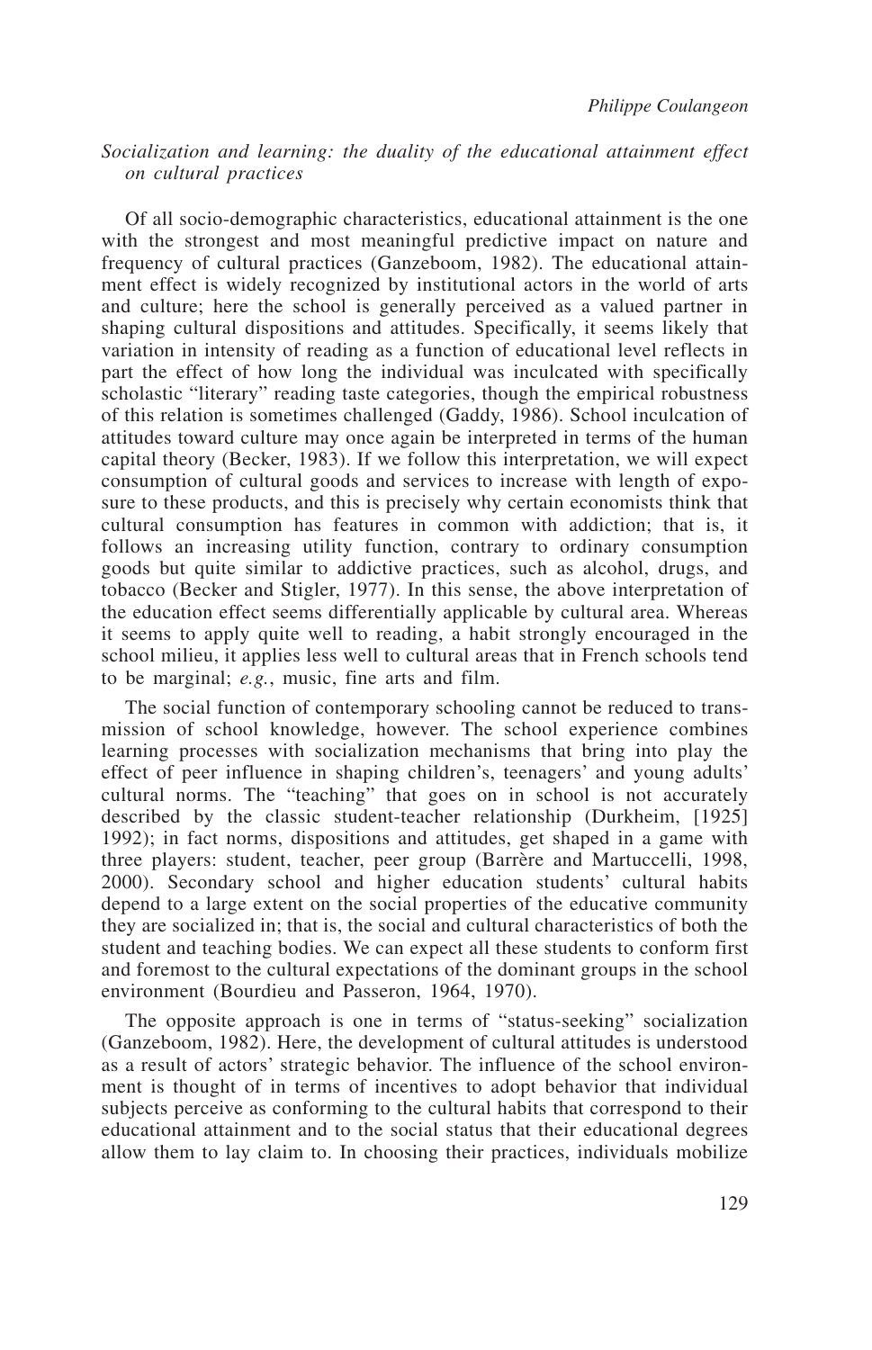### *Socialization and learning: the duality of the educational attainment effect on cultural practices*

Of all socio-demographic characteristics, educational attainment is the one with the strongest and most meaningful predictive impact on nature and frequency of cultural practices (Ganzeboom, 1982). The educational attainment effect is widely recognized by institutional actors in the world of arts and culture; here the school is generally perceived as a valued partner in shaping cultural dispositions and attitudes. Specifically, it seems likely that variation in intensity of reading as a function of educational level reflects in part the effect of how long the individual was inculcated with specifically scholastic "literary" reading taste categories, though the empirical robustness of this relation is sometimes challenged (Gaddy, 1986). School inculcation of attitudes toward culture may once again be interpreted in terms of the human capital theory (Becker, 1983). If we follow this interpretation, we will expect consumption of cultural goods and services to increase with length of exposure to these products, and this is precisely why certain economists think that cultural consumption has features in common with addiction; that is, it follows an increasing utility function, contrary to ordinary consumption goods but quite similar to addictive practices, such as alcohol, drugs, and tobacco (Becker and Stigler, 1977). In this sense, the above interpretation of the education effect seems differentially applicable by cultural area. Whereas it seems to apply quite well to reading, a habit strongly encouraged in the school milieu, it applies less well to cultural areas that in French schools tend to be marginal; *e.g.*, music, fine arts and film.

The social function of contemporary schooling cannot be reduced to transmission of school knowledge, however. The school experience combines learning processes with socialization mechanisms that bring into play the effect of peer influence in shaping children's, teenagers' and young adults' cultural norms. The "teaching" that goes on in school is not accurately described by the classic student-teacher relationship (Durkheim, [1925] 1992); in fact norms, dispositions and attitudes, get shaped in a game with three players: student, teacher, peer group (Barrère and Martuccelli, 1998, 2000). Secondary school and higher education students' cultural habits depend to a large extent on the social properties of the educative community they are socialized in; that is, the social and cultural characteristics of both the student and teaching bodies. We can expect all these students to conform first and foremost to the cultural expectations of the dominant groups in the school environment (Bourdieu and Passeron, 1964, 1970).

The opposite approach is one in terms of "status-seeking" socialization (Ganzeboom, 1982). Here, the development of cultural attitudes is understood as a result of actors' strategic behavior. The influence of the school environment is thought of in terms of incentives to adopt behavior that individual subjects perceive as conforming to the cultural habits that correspond to their educational attainment and to the social status that their educational degrees allow them to lay claim to. In choosing their practices, individuals mobilize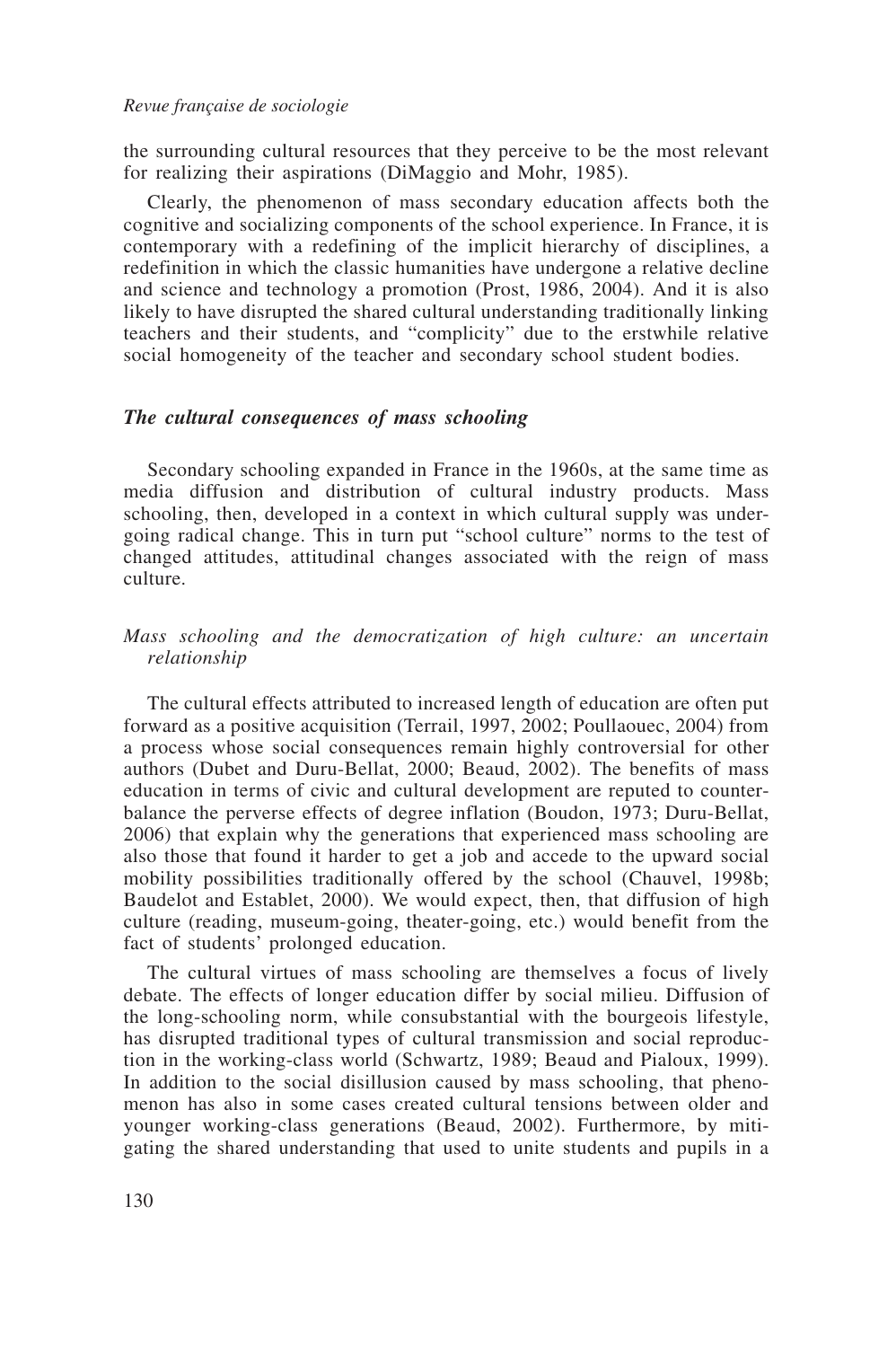the surrounding cultural resources that they perceive to be the most relevant for realizing their aspirations (DiMaggio and Mohr, 1985).

Clearly, the phenomenon of mass secondary education affects both the cognitive and socializing components of the school experience. In France, it is contemporary with a redefining of the implicit hierarchy of disciplines, a redefinition in which the classic humanities have undergone a relative decline and science and technology a promotion (Prost, 1986, 2004). And it is also likely to have disrupted the shared cultural understanding traditionally linking teachers and their students, and "complicity" due to the erstwhile relative social homogeneity of the teacher and secondary school student bodies.

## *The cultural consequences of mass schooling*

Secondary schooling expanded in France in the 1960s, at the same time as media diffusion and distribution of cultural industry products. Mass schooling, then, developed in a context in which cultural supply was undergoing radical change. This in turn put "school culture" norms to the test of changed attitudes, attitudinal changes associated with the reign of mass culture.

### *Mass schooling and the democratization of high culture: an uncertain relationship*

The cultural effects attributed to increased length of education are often put forward as a positive acquisition (Terrail, 1997, 2002; Poullaouec, 2004) from a process whose social consequences remain highly controversial for other authors (Dubet and Duru-Bellat, 2000; Beaud, 2002). The benefits of mass education in terms of civic and cultural development are reputed to counterbalance the perverse effects of degree inflation (Boudon, 1973; Duru-Bellat, 2006) that explain why the generations that experienced mass schooling are also those that found it harder to get a job and accede to the upward social mobility possibilities traditionally offered by the school (Chauvel, 1998b; Baudelot and Establet, 2000). We would expect, then, that diffusion of high culture (reading, museum-going, theater-going, etc.) would benefit from the fact of students' prolonged education.

The cultural virtues of mass schooling are themselves a focus of lively debate. The effects of longer education differ by social milieu. Diffusion of the long-schooling norm, while consubstantial with the bourgeois lifestyle, has disrupted traditional types of cultural transmission and social reproduction in the working-class world (Schwartz, 1989; Beaud and Pialoux, 1999). In addition to the social disillusion caused by mass schooling, that phenomenon has also in some cases created cultural tensions between older and younger working-class generations (Beaud, 2002). Furthermore, by mitigating the shared understanding that used to unite students and pupils in a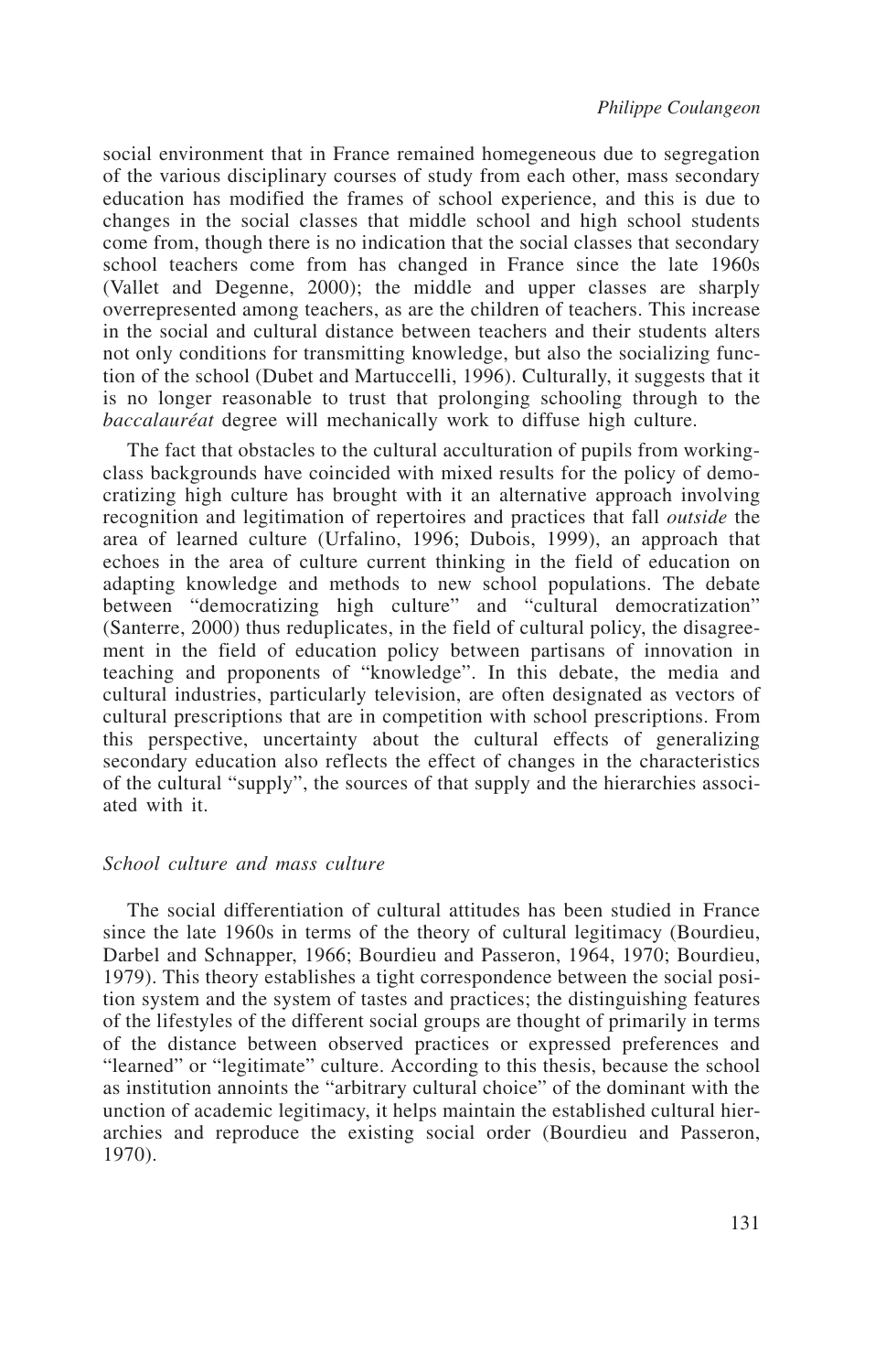social environment that in France remained homegeneous due to segregation of the various disciplinary courses of study from each other, mass secondary education has modified the frames of school experience, and this is due to changes in the social classes that middle school and high school students come from, though there is no indication that the social classes that secondary school teachers come from has changed in France since the late 1960s (Vallet and Degenne, 2000); the middle and upper classes are sharply overrepresented among teachers, as are the children of teachers. This increase in the social and cultural distance between teachers and their students alters not only conditions for transmitting knowledge, but also the socializing function of the school (Dubet and Martuccelli, 1996). Culturally, it suggests that it is no longer reasonable to trust that prolonging schooling through to the *baccalauréat* degree will mechanically work to diffuse high culture.

The fact that obstacles to the cultural acculturation of pupils from working-class backgrounds have coincided with mixed results for the policy of democratizing high culture has brought with it an alternative approach involving recognition and legitimation of repertoires and practices that fall *outside* the area of learned culture (Urfalino, 1996; Dubois, 1999), an approach that echoes in the area of culture current thinking in the field of education on adapting knowledge and methods to new school populations. The debate between "democratizing high culture" and "cultural democratization" (Santerre, 2000) thus reduplicates, in the field of cultural policy, the disagreement in the field of education policy between partisans of innovation in teaching and proponents of "knowledge". In this debate, the media and cultural industries, particularly television, are often designated as vectors of cultural prescriptions that are in competition with school prescriptions. From this perspective, uncertainty about the cultural effects of generalizing secondary education also reflects the effect of changes in the characteristics of the cultural "supply", the sources of that supply and the hierarchies associated with it.

### *School culture and mass culture*

The social differentiation of cultural attitudes has been studied in France since the late 1960s in terms of the theory of cultural legitimacy (Bourdieu, Darbel and Schnapper, 1966; Bourdieu and Passeron, 1964, 1970; Bourdieu, 1979). This theory establishes a tight correspondence between the social position system and the system of tastes and practices; the distinguishing features of the lifestyles of the different social groups are thought of primarily in terms of the distance between observed practices or expressed preferences and "learned" or "legitimate" culture. According to this thesis, because the school as institution annoints the "arbitrary cultural choice" of the dominant with the unction of academic legitimacy, it helps maintain the established cultural hierarchies and reproduce the existing social order (Bourdieu and Passeron, 1970).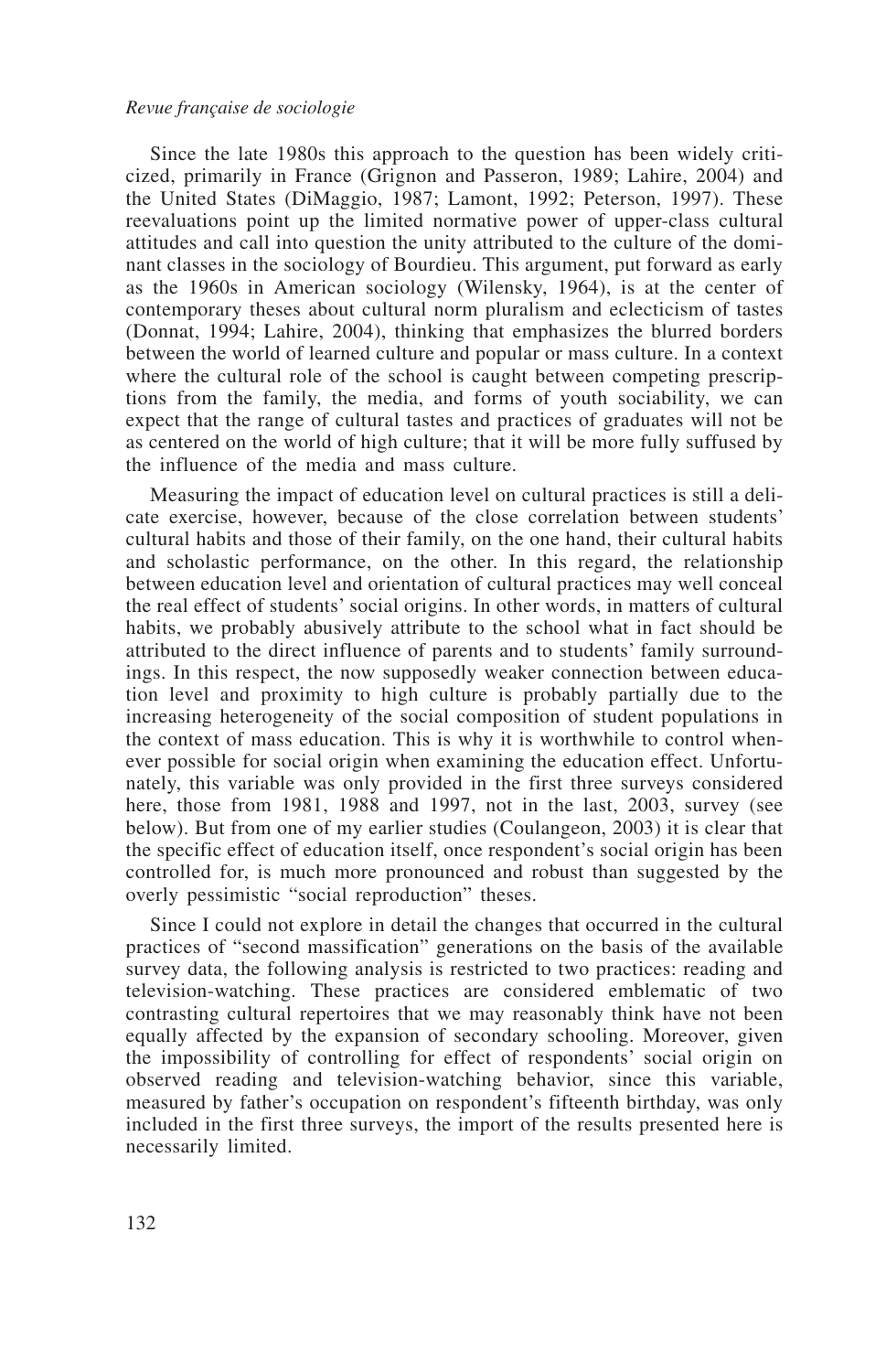Since the late 1980s this approach to the question has been widely criticized, primarily in France (Grignon and Passeron, 1989; Lahire, 2004) and the United States (DiMaggio, 1987; Lamont, 1992; Peterson, 1997). These reevaluations point up the limited normative power of upper-class cultural attitudes and call into question the unity attributed to the culture of the dominant classes in the sociology of Bourdieu. This argument, put forward as early as the 1960s in American sociology (Wilensky, 1964), is at the center of contemporary theses about cultural norm pluralism and eclecticism of tastes (Donnat, 1994; Lahire, 2004), thinking that emphasizes the blurred borders between the world of learned culture and popular or mass culture. In a context where the cultural role of the school is caught between competing prescriptions from the family, the media, and forms of youth sociability, we can expect that the range of cultural tastes and practices of graduates will not be as centered on the world of high culture; that it will be more fully suffused by the influence of the media and mass culture.

Measuring the impact of education level on cultural practices is still a delicate exercise, however, because of the close correlation between students' cultural habits and those of their family, on the one hand, their cultural habits and scholastic performance, on the other. In this regard, the relationship between education level and orientation of cultural practices may well conceal the real effect of students' social origins. In other words, in matters of cultural habits, we probably abusively attribute to the school what in fact should be attributed to the direct influence of parents and to students' family surroundings. In this respect, the now supposedly weaker connection between education level and proximity to high culture is probably partially due to the increasing heterogeneity of the social composition of student populations in the context of mass education. This is why it is worthwhile to control whenever possible for social origin when examining the education effect. Unfortunately, this variable was only provided in the first three surveys considered here, those from 1981, 1988 and 1997, not in the last, 2003, survey (see below). But from one of my earlier studies (Coulangeon, 2003) it is clear that the specific effect of education itself, once respondent's social origin has been controlled for, is much more pronounced and robust than suggested by the overly pessimistic "social reproduction" theses.

Since I could not explore in detail the changes that occurred in the cultural practices of "second massification" generations on the basis of the available survey data, the following analysis is restricted to two practices: reading and television-watching. These practices are considered emblematic of two contrasting cultural repertoires that we may reasonably think have not been equally affected by the expansion of secondary schooling. Moreover, given the impossibility of controlling for effect of respondents' social origin on observed reading and television-watching behavior, since this variable, measured by father's occupation on respondent's fifteenth birthday, was only included in the first three surveys, the import of the results presented here is necessarily limited.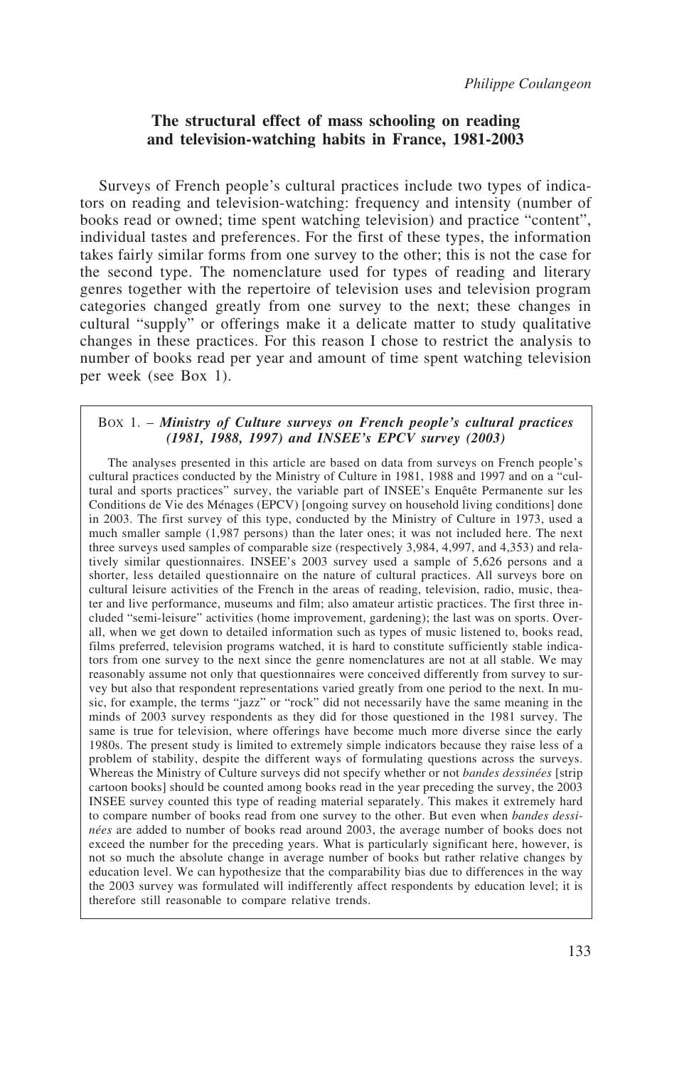## The structural effect of mass schooling on reading and television-watching habits in France, 1981-2003

Surveys of French people's cultural practices include two types of indicators on reading and television-watching: frequency and intensity (number of books read or owned; time spent watching television) and practice "content", individual tastes and preferences. For the first of these types, the information takes fairly similar forms from one survey to the other; this is not the case for the second type. The nomenclature used for types of reading and literary genres together with the repertoire of television uses and television program categories changed greatly from one survey to the next; these changes in cultural "supply" or offerings make it a delicate matter to study qualitative changes in these practices. For this reason I chose to restrict the analysis to number of books read per year and amount of time spent watching television per week (see Box 1).

> BOX 1. – ***Ministry of Culture surveys on French people's cultural practices (1981, 1988, 1997) and INSEE's EPCV survey (2003)***
>
> The analyses presented in this article are based on data from surveys on French people's cultural practices conducted by the Ministry of Culture in 1981, 1988 and 1997 and on a "cultural and sports practices" survey, the variable part of INSEE's Enquête Permanente sur les Conditions de Vie des Ménages (EPCV) [ongoing survey on household living conditions] done in 2003. The first survey of this type, conducted by the Ministry of Culture in 1973, used a much smaller sample (1,987 persons) than the later ones; it was not included here. The next three surveys used samples of comparable size (respectively 3,984, 4,997, and 4,353) and relatively similar questionnaires. INSEE's 2003 survey used a sample of 5,626 persons and a shorter, less detailed questionnaire on the nature of cultural practices. All surveys bore on cultural leisure activities of the French in the areas of reading, television, radio, music, theater and live performance, museums and film; also amateur artistic practices. The first three included "semi-leisure" activities (home improvement, gardening); the last was on sports. Overall, when we get down to detailed information such as types of music listened to, books read, films preferred, television programs watched, it is hard to constitute sufficiently stable indicators from one survey to the next since the genre nomenclatures are not at all stable. We may reasonably assume not only that questionnaires were conceived differently from survey to survey but also that respondent representations varied greatly from one period to the next. In music, for example, the terms "jazz" or "rock" did not necessarily have the same meaning in the minds of 2003 survey respondents as they did for those questioned in the 1981 survey. The same is true for television, where offerings have become much more diverse since the early 1980s. The present study is limited to extremely simple indicators because they raise less of a problem of stability, despite the different ways of formulating questions across the surveys. Whereas the Ministry of Culture surveys did not specify whether or not *bandes dessinées* [strip cartoon books] should be counted among books read in the year preceding the survey, the 2003 INSEE survey counted this type of reading material separately. This makes it extremely hard to compare number of books read from one survey to the other. But even when *bandes dessinées* are added to number of books read around 2003, the average number of books does not exceed the number for the preceding years. What is particularly significant here, however, is not so much the absolute change in average number of books but rather relative changes by education level. We can hypothesize that the comparability bias due to differences in the way the 2003 survey was formulated will indifferently affect respondents by education level; it is therefore still reasonable to compare relative trends.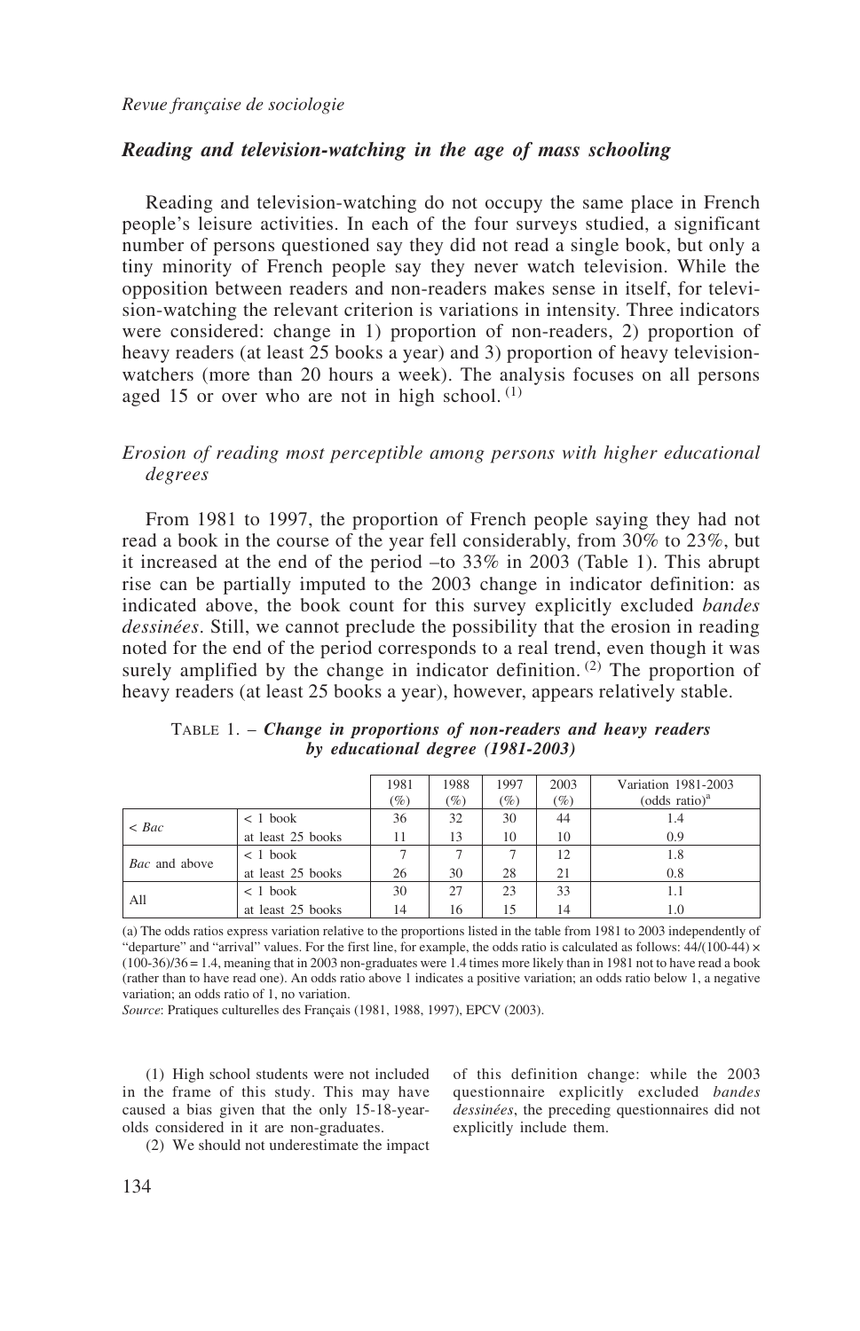## *Reading and television-watching in the age of mass schooling*

Reading and television-watching do not occupy the same place in French people's leisure activities. In each of the four surveys studied, a significant number of persons questioned say they did not read a single book, but only a tiny minority of French people say they never watch television. While the opposition between readers and non-readers makes sense in itself, for television-watching the relevant criterion is variations in intensity. Three indicators were considered: change in 1) proportion of non-readers, 2) proportion of heavy readers (at least 25 books a year) and 3) proportion of heavy television-watchers (more than 20 hours a week). The analysis focuses on all persons aged 15 or over who are not in high school. (1)

### *Erosion of reading most perceptible among persons with higher educational degrees*

From 1981 to 1997, the proportion of French people saying they had not read a book in the course of the year fell considerably, from 30% to 23%, but it increased at the end of the period –to 33% in 2003 (Table 1). This abrupt rise can be partially imputed to the 2003 change in indicator definition: as indicated above, the book count for this survey explicitly excluded *bandes dessinées*. Still, we cannot preclude the possibility that the erosion in reading noted for the end of the period corresponds to a real trend, even though it was surely amplified by the change in indicator definition. (2) The proportion of heavy readers (at least 25 books a year), however, appears relatively stable.

TABLE 1. – ***Change in proportions of non-readers and heavy readers by educational degree (1981-2003)***

| | | 1981 (%) | 1988 (%) | 1997 (%) | 2003 (%) | Variation 1981-2003 (odds ratio)[a] |
|---|---|---|---|---|---|---|
| *< Bac* | < 1 book | 36 | 32 | 30 | 44 | 1.4 |
| | at least 25 books | 11 | 13 | 10 | 10 | 0.9 |
| *Bac* and above | < 1 book | 7 | 7 | 7 | 12 | 1.8 |
| | at least 25 books | 26 | 30 | 28 | 21 | 0.8 |
| All | < 1 book | 30 | 27 | 23 | 33 | 1.1 |
| | at least 25 books | 14 | 16 | 15 | 14 | 1.0 |

(a) The odds ratios express variation relative to the proportions listed in the table from 1981 to 2003 independently of "departure" and "arrival" values. For the first line, for example, the odds ratio is calculated as follows: 44/(100-44) × (100-36)/36 = 1.4, meaning that in 2003 non-graduates were 1.4 times more likely than in 1981 not to have read a book (rather than to have read one). An odds ratio above 1 indicates a positive variation; an odds ratio below 1, a negative variation; an odds ratio of 1, no variation.

*Source*: Pratiques culturelles des Français (1981, 1988, 1997), EPCV (2003).

(1) High school students were not included in the frame of this study. This may have caused a bias given that the only 15-18-year-olds considered in it are non-graduates.

(2) We should not underestimate the impact of this definition change: while the 2003 questionnaire explicitly excluded *bandes dessinées*, the preceding questionnaires did not explicitly include them.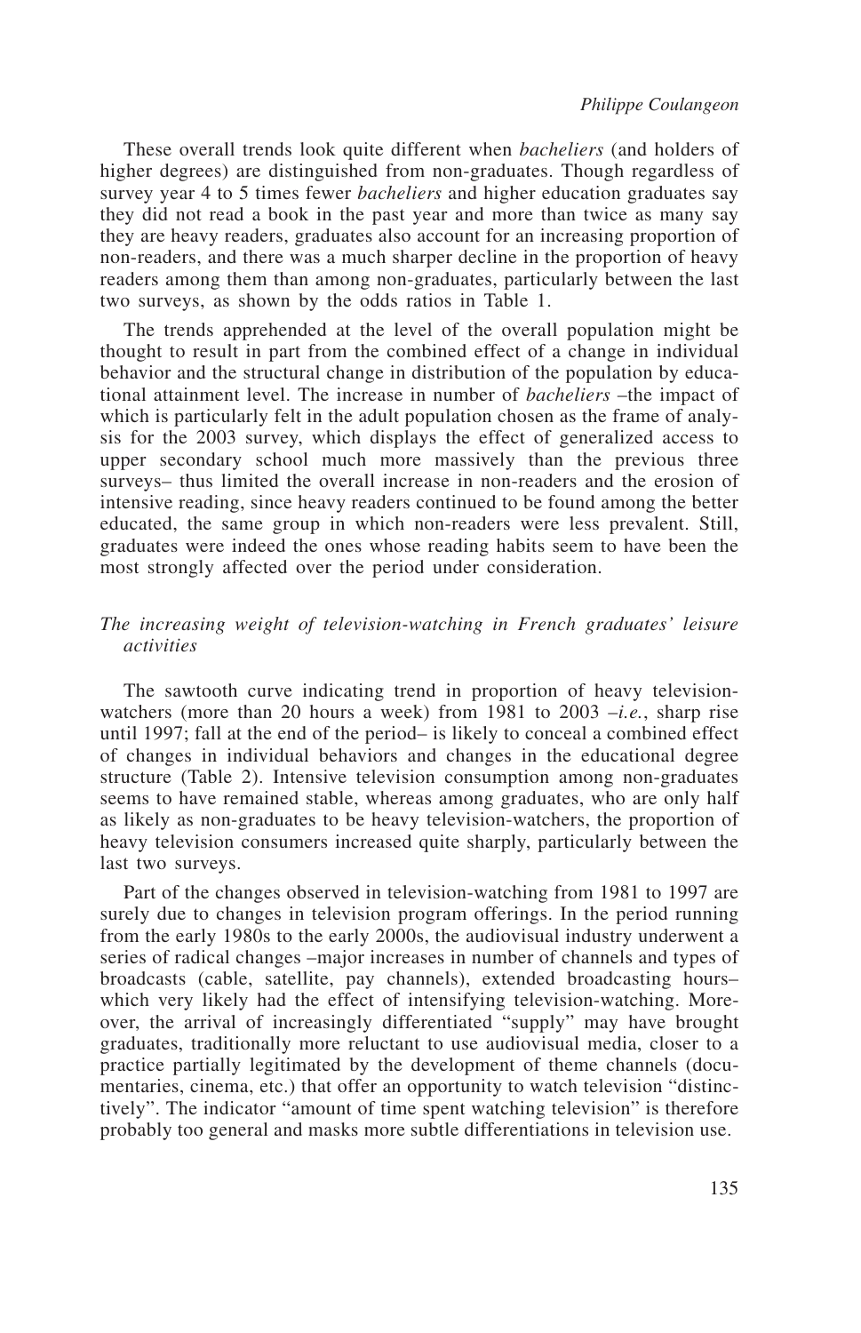These overall trends look quite different when *bacheliers* (and holders of higher degrees) are distinguished from non-graduates. Though regardless of survey year 4 to 5 times fewer *bacheliers* and higher education graduates say they did not read a book in the past year and more than twice as many say they are heavy readers, graduates also account for an increasing proportion of non-readers, and there was a much sharper decline in the proportion of heavy readers among them than among non-graduates, particularly between the last two surveys, as shown by the odds ratios in Table 1.

The trends apprehended at the level of the overall population might be thought to result in part from the combined effect of a change in individual behavior and the structural change in distribution of the population by educational attainment level. The increase in number of *bacheliers* –the impact of which is particularly felt in the adult population chosen as the frame of analysis for the 2003 survey, which displays the effect of generalized access to upper secondary school much more massively than the previous three surveys– thus limited the overall increase in non-readers and the erosion of intensive reading, since heavy readers continued to be found among the better educated, the same group in which non-readers were less prevalent. Still, graduates were indeed the ones whose reading habits seem to have been the most strongly affected over the period under consideration.

### *The increasing weight of television-watching in French graduates' leisure activities*

The sawtooth curve indicating trend in proportion of heavy television-watchers (more than 20 hours a week) from 1981 to 2003 –*i.e.*, sharp rise until 1997; fall at the end of the period– is likely to conceal a combined effect of changes in individual behaviors and changes in the educational degree structure (Table 2). Intensive television consumption among non-graduates seems to have remained stable, whereas among graduates, who are only half as likely as non-graduates to be heavy television-watchers, the proportion of heavy television consumers increased quite sharply, particularly between the last two surveys.

Part of the changes observed in television-watching from 1981 to 1997 are surely due to changes in television program offerings. In the period running from the early 1980s to the early 2000s, the audiovisual industry underwent a series of radical changes –major increases in number of channels and types of broadcasts (cable, satellite, pay channels), extended broadcasting hours– which very likely had the effect of intensifying television-watching. Moreover, the arrival of increasingly differentiated "supply" may have brought graduates, traditionally more reluctant to use audiovisual media, closer to a practice partially legitimated by the development of theme channels (documentaries, cinema, etc.) that offer an opportunity to watch television "distinctively". The indicator "amount of time spent watching television" is therefore probably too general and masks more subtle differentiations in television use.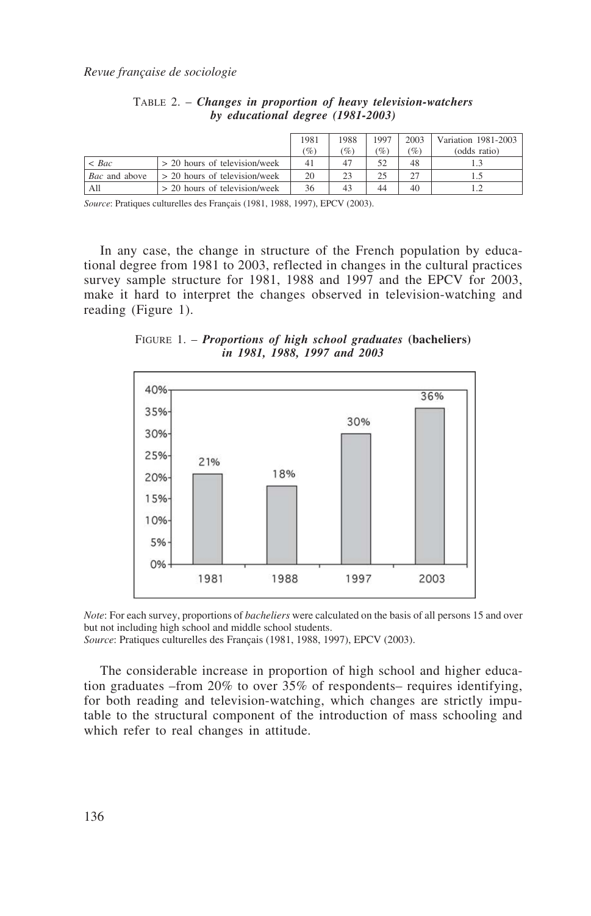TABLE 2. – ***Changes in proportion of heavy television-watchers by educational degree (1981-2003)***

| | | 1981 (%) | 1988 (%) | 1997 (%) | 2003 (%) | Variation 1981-2003 (odds ratio) |
|---|---|---|---|---|---|---|
| < *Bac* | > 20 hours of television/week | 41 | 47 | 52 | 48 | 1.3 |
| *Bac* and above | > 20 hours of television/week | 20 | 23 | 25 | 27 | 1.5 |
| All | > 20 hours of television/week | 36 | 43 | 44 | 40 | 1.2 |

*Source*: Pratiques culturelles des Français (1981, 1988, 1997), EPCV (2003).

In any case, the change in structure of the French population by educational degree from 1981 to 2003, reflected in changes in the cultural practices survey sample structure for 1981, 1988 and 1997 and the EPCV for 2003, make it hard to interpret the changes observed in television-watching and reading (Figure 1).

FIGURE 1. – ***Proportions of high school graduates* (bacheliers) *in 1981, 1988, 1997 and 2003***

| 1981 | 1988 | 1997 | 2003 |
|---|---|---|---|
| 21% | 18% | 30% | 36% |

*Note*: For each survey, proportions of *bacheliers* were calculated on the basis of all persons 15 and over but not including high school and middle school students.
*Source*: Pratiques culturelles des Français (1981, 1988, 1997), EPCV (2003).

The considerable increase in proportion of high school and higher education graduates –from 20% to over 35% of respondents– requires identifying, for both reading and television-watching, which changes are strictly imputable to the structural component of the introduction of mass schooling and which refer to real changes in attitude.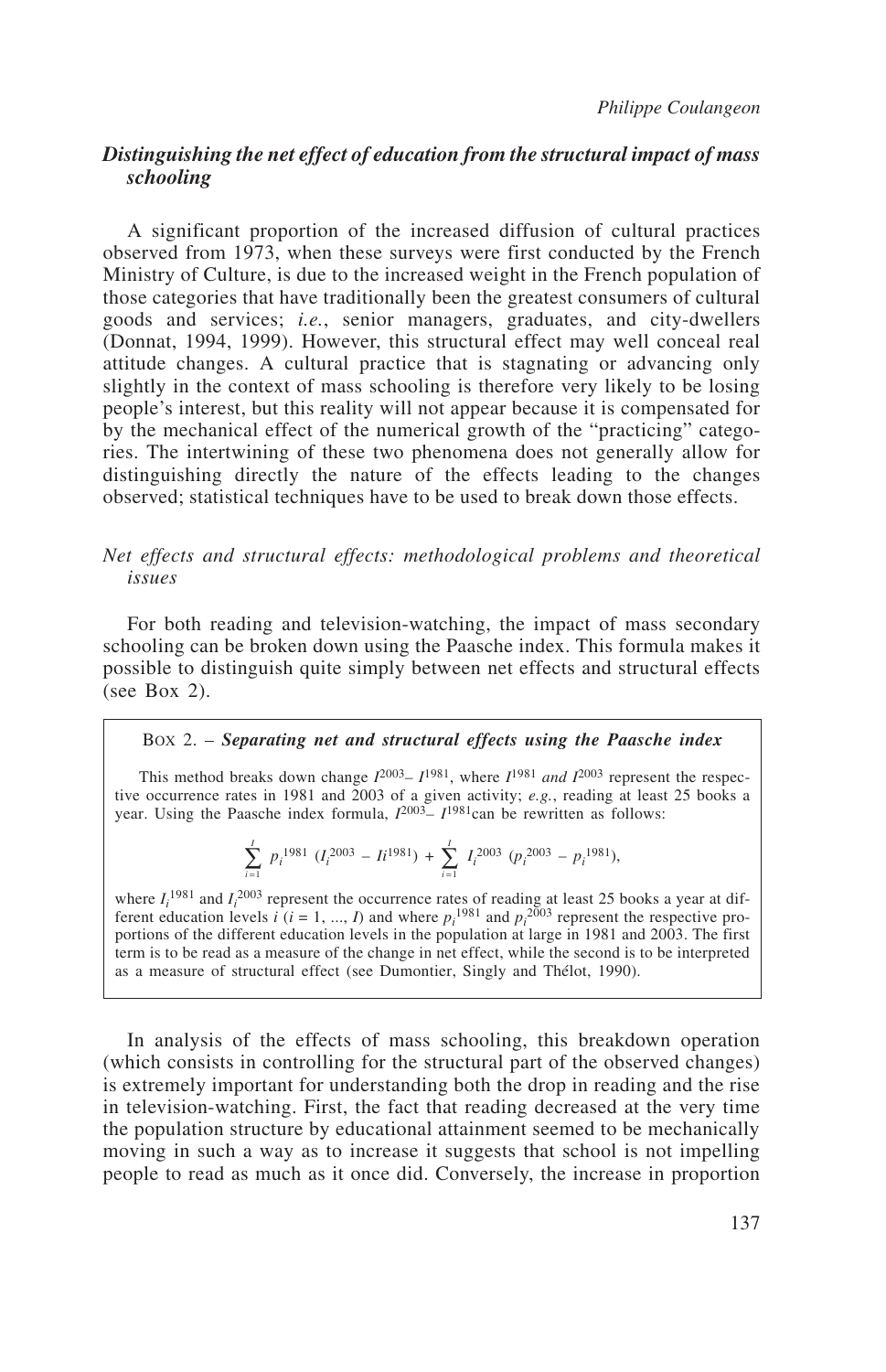### *Distinguishing the net effect of education from the structural impact of mass schooling*

A significant proportion of the increased diffusion of cultural practices observed from 1973, when these surveys were first conducted by the French Ministry of Culture, is due to the increased weight in the French population of those categories that have traditionally been the greatest consumers of cultural goods and services; *i.e.*, senior managers, graduates, and city-dwellers (Donnat, 1994, 1999). However, this structural effect may well conceal real attitude changes. A cultural practice that is stagnating or advancing only slightly in the context of mass schooling is therefore very likely to be losing people's interest, but this reality will not appear because it is compensated for by the mechanical effect of the numerical growth of the "practicing" categories. The intertwining of these two phenomena does not generally allow for distinguishing directly the nature of the effects leading to the changes observed; statistical techniques have to be used to break down those effects.

#### *Net effects and structural effects: methodological problems and theoretical issues*

For both reading and television-watching, the impact of mass secondary schooling can be broken down using the Paasche index. This formula makes it possible to distinguish quite simply between net effects and structural effects (see Box 2).

> BOX 2. – ***Separating net and structural effects using the Paasche index***
>
> This method breaks down change $I^{2003} - I^{1981}$, where $I^{1981}$ *and* $I^{2003}$ represent the respective occurrence rates in 1981 and 2003 of a given activity; *e.g.*, reading at least 25 books a year. Using the Paasche index formula, $I^{2003} - I^{1981}$ can be rewritten as follows:
>
> $$\sum_{i=1}^{I} p_i^{1981} \left(I_i^{2003} - Ii^{1981}\right) + \sum_{i=1}^{I} I_i^{2003} \left(p_i^{2003} - p_i^{1981}\right),$$
>
> where $I_i^{1981}$ and $I_i^{2003}$ represent the occurrence rates of reading at least 25 books a year at different education levels $i$ ($i = 1, ..., I$) and where $p_i^{1981}$ and $p_i^{2003}$ represent the respective proportions of the different education levels in the population at large in 1981 and 2003. The first term is to be read as a measure of the change in net effect, while the second is to be interpreted as a measure of structural effect (see Dumontier, Singly and Thélot, 1990).

In analysis of the effects of mass schooling, this breakdown operation (which consists in controlling for the structural part of the observed changes) is extremely important for understanding both the drop in reading and the rise in television-watching. First, the fact that reading decreased at the very time the population structure by educational attainment seemed to be mechanically moving in such a way as to increase it suggests that school is not impelling people to read as much as it once did. Conversely, the increase in proportion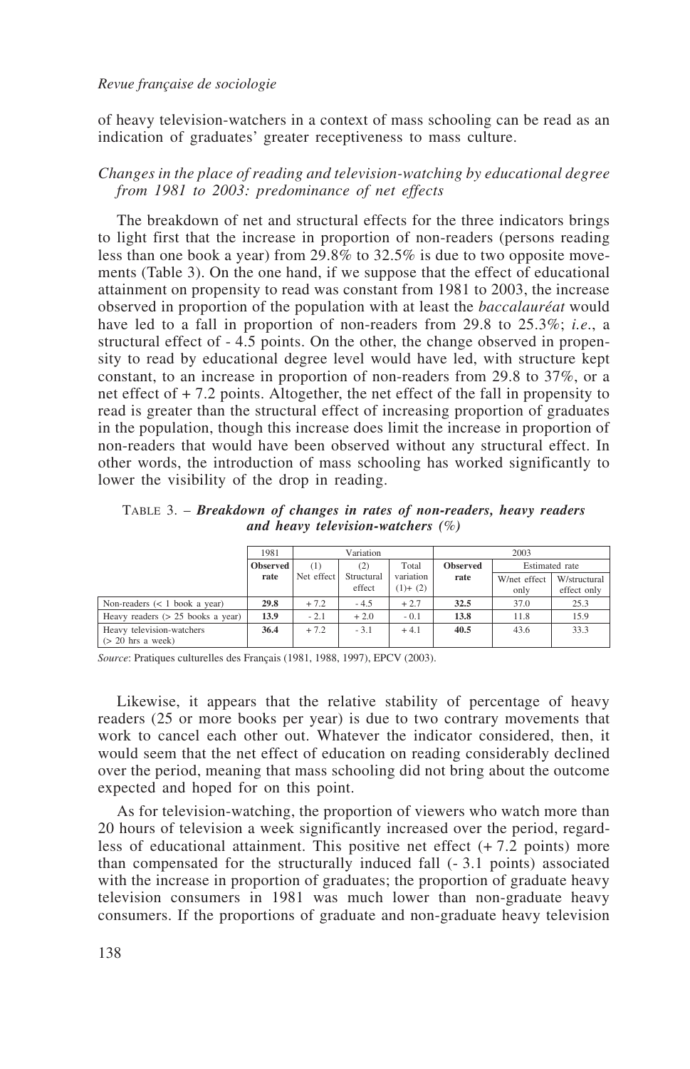of heavy television-watchers in a context of mass schooling can be read as an indication of graduates' greater receptiveness to mass culture.

### *Changes in the place of reading and television-watching by educational degree from 1981 to 2003: predominance of net effects*

The breakdown of net and structural effects for the three indicators brings to light first that the increase in proportion of non-readers (persons reading less than one book a year) from 29.8% to 32.5% is due to two opposite movements (Table 3). On the one hand, if we suppose that the effect of educational attainment on propensity to read was constant from 1981 to 2003, the increase observed in proportion of the population with at least the *baccalauréat* would have led to a fall in proportion of non-readers from 29.8 to 25.3%; *i.e.*, a structural effect of - 4.5 points. On the other, the change observed in propensity to read by educational degree level would have led, with structure kept constant, to an increase in proportion of non-readers from 29.8 to 37%, or a net effect of + 7.2 points. Altogether, the net effect of the fall in propensity to read is greater than the structural effect of increasing proportion of graduates in the population, though this increase does limit the increase in proportion of non-readers that would have been observed without any structural effect. In other words, the introduction of mass schooling has worked significantly to lower the visibility of the drop in reading.

TABLE 3. – ***Breakdown of changes in rates of non-readers, heavy readers and heavy television-watchers** (%)*

| | 1981 | Variation | | | 2003 | | |
|---|---|---|---|---|---|---|---|
| | **Observed rate** | (1) Net effect | (2) Structural effect | Total variation (1)+ (2) | **Observed rate** | Estimated rate | |
| | | | | | | W/net effect only | W/structural effect only |
| Non-readers (< 1 book a year) | **29.8** | + 7.2 | - 4.5 | + 2.7 | **32.5** | 37.0 | 25.3 |
| Heavy readers (> 25 books a year) | **13.9** | - 2.1 | + 2.0 | - 0.1 | **13.8** | 11.8 | 15.9 |
| Heavy television-watchers (> 20 hrs a week) | **36.4** | + 7.2 | - 3.1 | + 4.1 | **40.5** | 43.6 | 33.3 |

*Source*: Pratiques culturelles des Français (1981, 1988, 1997), EPCV (2003).

Likewise, it appears that the relative stability of percentage of heavy readers (25 or more books per year) is due to two contrary movements that work to cancel each other out. Whatever the indicator considered, then, it would seem that the net effect of education on reading considerably declined over the period, meaning that mass schooling did not bring about the outcome expected and hoped for on this point.

As for television-watching, the proportion of viewers who watch more than 20 hours of television a week significantly increased over the period, regardless of educational attainment. This positive net effect (+ 7.2 points) more than compensated for the structurally induced fall (- 3.1 points) associated with the increase in proportion of graduates; the proportion of graduate heavy television consumers in 1981 was much lower than non-graduate heavy consumers. If the proportions of graduate and non-graduate heavy television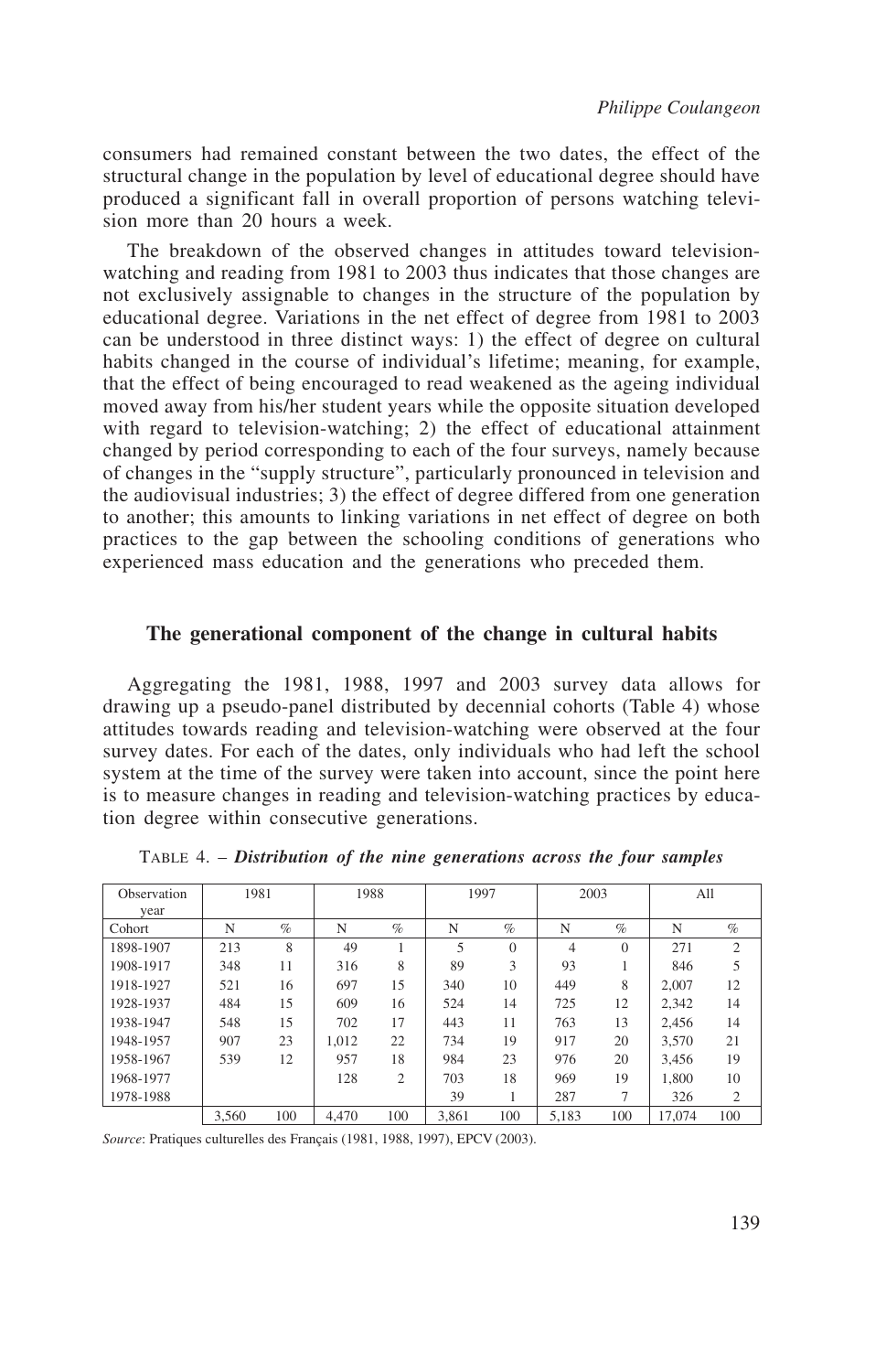consumers had remained constant between the two dates, the effect of the structural change in the population by level of educational degree should have produced a significant fall in overall proportion of persons watching television more than 20 hours a week.

The breakdown of the observed changes in attitudes toward television-watching and reading from 1981 to 2003 thus indicates that those changes are not exclusively assignable to changes in the structure of the population by educational degree. Variations in the net effect of degree from 1981 to 2003 can be understood in three distinct ways: 1) the effect of degree on cultural habits changed in the course of individual's lifetime; meaning, for example, that the effect of being encouraged to read weakened as the ageing individual moved away from his/her student years while the opposite situation developed with regard to television-watching; 2) the effect of educational attainment changed by period corresponding to each of the four surveys, namely because of changes in the "supply structure", particularly pronounced in television and the audiovisual industries; 3) the effect of degree differed from one generation to another; this amounts to linking variations in net effect of degree on both practices to the gap between the schooling conditions of generations who experienced mass education and the generations who preceded them.

## The generational component of the change in cultural habits

Aggregating the 1981, 1988, 1997 and 2003 survey data allows for drawing up a pseudo-panel distributed by decennial cohorts (Table 4) whose attitudes towards reading and television-watching were observed at the four survey dates. For each of the dates, only individuals who had left the school system at the time of the survey were taken into account, since the point here is to measure changes in reading and television-watching practices by education degree within consecutive generations.

TABLE 4. – ***Distribution of the nine generations across the four samples***

| Observation year | 1981 | | 1988 | | 1997 | | 2003 | | All | |
|---|---|---|---|---|---|---|---|---|---|---|
| Cohort | N | % | N | % | N | % | N | % | N | % |
| 1898-1907 | 213 | 8 | 49 | 1 | 5 | 0 | 4 | 0 | 271 | 2 |
| 1908-1917 | 348 | 11 | 316 | 8 | 89 | 3 | 93 | 1 | 846 | 5 |
| 1918-1927 | 521 | 16 | 697 | 15 | 340 | 10 | 449 | 8 | 2,007 | 12 |
| 1928-1937 | 484 | 15 | 609 | 16 | 524 | 14 | 725 | 12 | 2,342 | 14 |
| 1938-1947 | 548 | 15 | 702 | 17 | 443 | 11 | 763 | 13 | 2,456 | 14 |
| 1948-1957 | 907 | 23 | 1,012 | 22 | 734 | 19 | 917 | 20 | 3,570 | 21 |
| 1958-1967 | 539 | 12 | 957 | 18 | 984 | 23 | 976 | 20 | 3,456 | 19 |
| 1968-1977 | | | 128 | 2 | 703 | 18 | 969 | 19 | 1,800 | 10 |
| 1978-1988 | | | | | 39 | 1 | 287 | 7 | 326 | 2 |
| | 3,560 | 100 | 4,470 | 100 | 3,861 | 100 | 5,183 | 100 | 17,074 | 100 |

*Source*: Pratiques culturelles des Français (1981, 1988, 1997), EPCV (2003).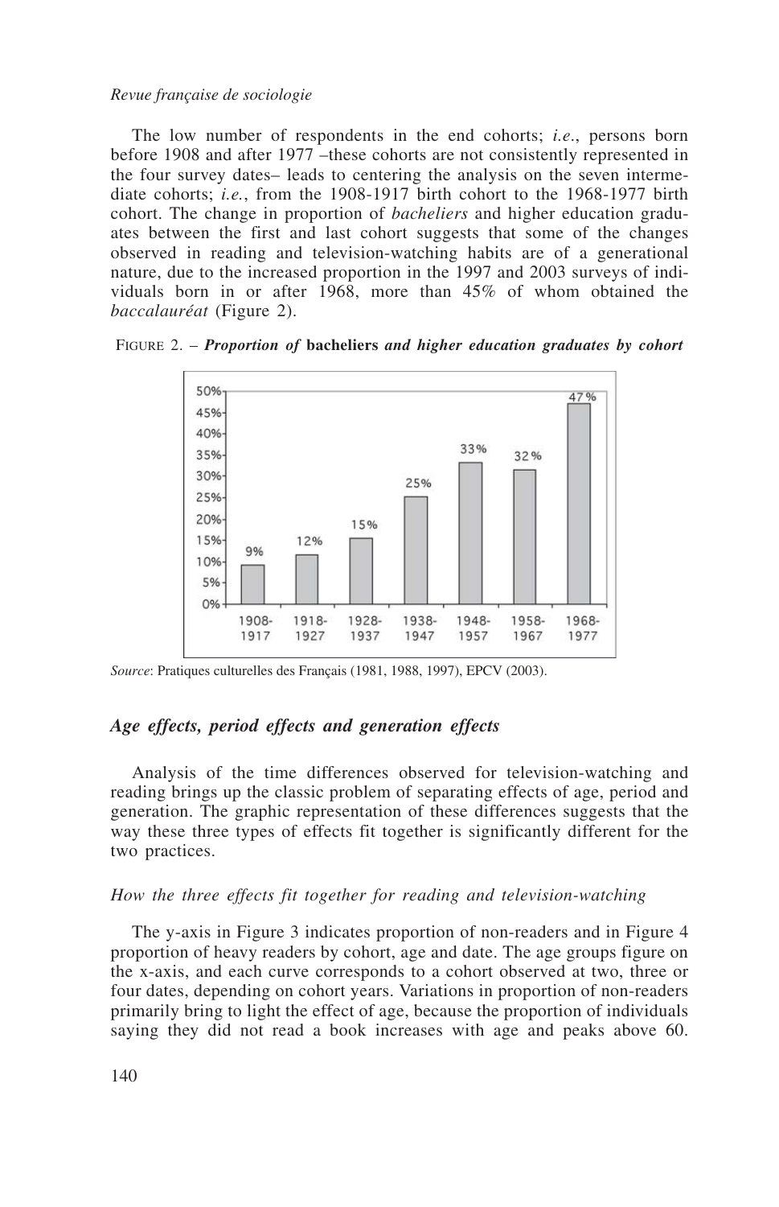The low number of respondents in the end cohorts; *i.e*., persons born before 1908 and after 1977 –these cohorts are not consistently represented in the four survey dates– leads to centering the analysis on the seven intermediate cohorts; *i.e.*, from the 1908-1917 birth cohort to the 1968-1977 birth cohort. The change in proportion of *bacheliers* and higher education graduates between the first and last cohort suggests that some of the changes observed in reading and television-watching habits are of a generational nature, due to the increased proportion in the 1997 and 2003 surveys of individuals born in or after 1968, more than 45% of whom obtained the *baccalauréat* (Figure 2).

FIGURE 2. – ***Proportion of* bacheliers *and higher education graduates by cohort***

| Cohort | Proportion |
|---|---|
| 1908-1917 | 9% |
| 1918-1927 | 12% |
| 1928-1937 | 15% |
| 1938-1947 | 25% |
| 1948-1957 | 33% |
| 1958-1967 | 32% |
| 1968-1977 | 47% |

*Source*: Pratiques culturelles des Français (1981, 1988, 1997), EPCV (2003).

## *Age effects, period effects and generation effects*

Analysis of the time differences observed for television-watching and reading brings up the classic problem of separating effects of age, period and generation. The graphic representation of these differences suggests that the way these three types of effects fit together is significantly different for the two practices.

### *How the three effects fit together for reading and television-watching*

The y-axis in Figure 3 indicates proportion of non-readers and in Figure 4 proportion of heavy readers by cohort, age and date. The age groups figure on the x-axis, and each curve corresponds to a cohort observed at two, three or four dates, depending on cohort years. Variations in proportion of non-readers primarily bring to light the effect of age, because the proportion of individuals saying they did not read a book increases with age and peaks above 60.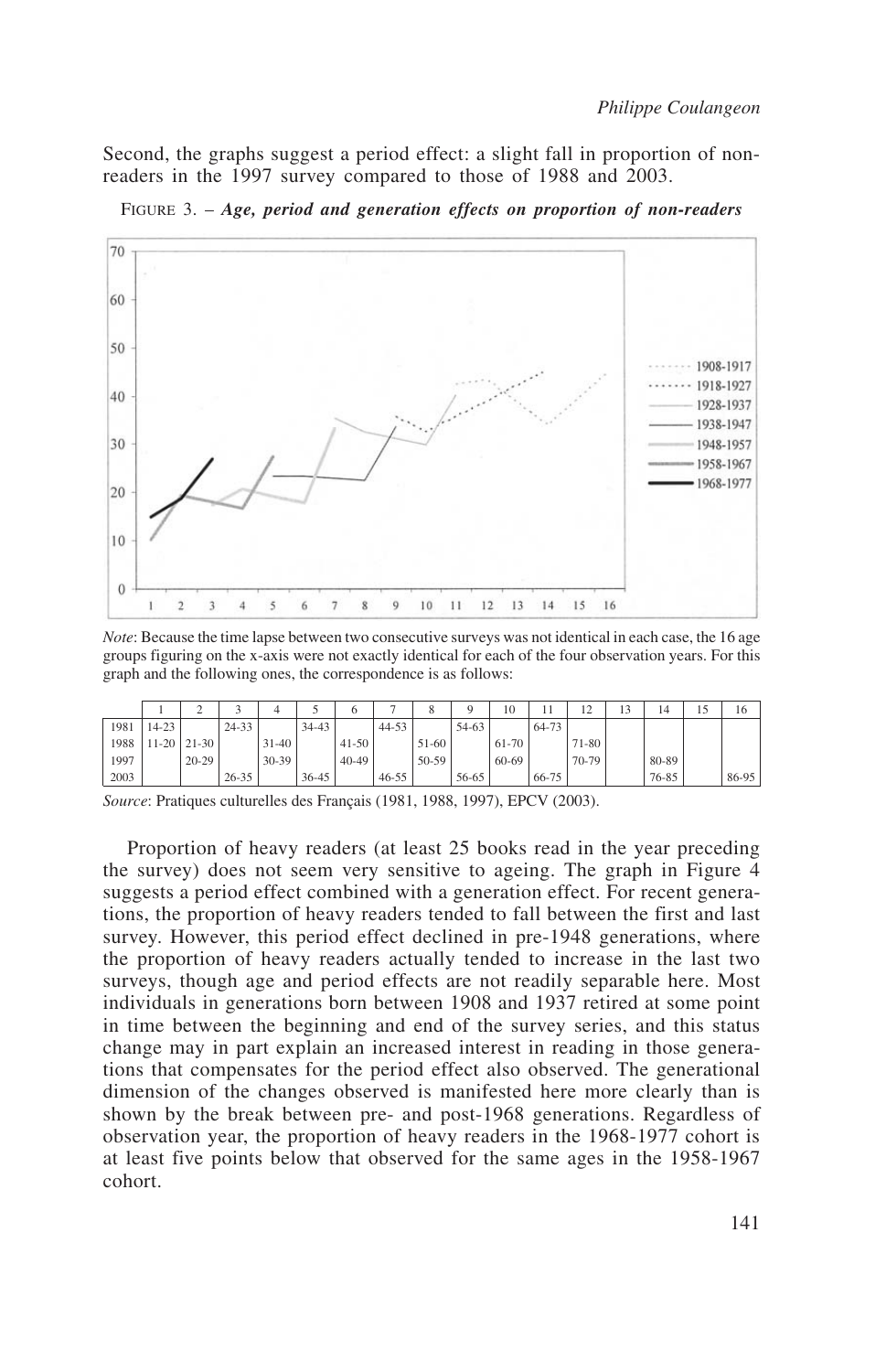Second, the graphs suggest a period effect: a slight fall in proportion of non-readers in the 1997 survey compared to those of 1988 and 2003.

FIGURE 3. – ***Age, period and generation effects on proportion of non-readers***

*Note*: Because the time lapse between two consecutive surveys was not identical in each case, the 16 age groups figuring on the x-axis were not exactly identical for each of the four observation years. For this graph and the following ones, the correspondence is as follows:

| | 1 | 2 | 3 | 4 | 5 | 6 | 7 | 8 | 9 | 10 | 11 | 12 | 13 | 14 | 15 | 16 |
|---|---|---|---|---|---|---|---|---|---|---|---|---|---|---|---|---|
| 1981 | 14-23 | | 24-33 | | 34-43 | | 44-53 | | 54-63 | | 64-73 | | | | | |
| 1988 | 11-20 | 21-30 | | 31-40 | | 41-50 | | 51-60 | | 61-70 | | 71-80 | | | | |
| 1997 | | 20-29 | | 30-39 | | 40-49 | | 50-59 | | 60-69 | | 70-79 | | 80-89 | | |
| 2003 | | | 26-35 | | 36-45 | | 46-55 | | 56-65 | | 66-75 | | | 76-85 | | 86-95 |

*Source*: Pratiques culturelles des Français (1981, 1988, 1997), EPCV (2003).

Proportion of heavy readers (at least 25 books read in the year preceding the survey) does not seem very sensitive to ageing. The graph in Figure 4 suggests a period effect combined with a generation effect. For recent generations, the proportion of heavy readers tended to fall between the first and last survey. However, this period effect declined in pre-1948 generations, where the proportion of heavy readers actually tended to increase in the last two surveys, though age and period effects are not readily separable here. Most individuals in generations born between 1908 and 1937 retired at some point in time between the beginning and end of the survey series, and this status change may in part explain an increased interest in reading in those generations that compensates for the period effect also observed. The generational dimension of the changes observed is manifested here more clearly than is shown by the break between pre- and post-1968 generations. Regardless of observation year, the proportion of heavy readers in the 1968-1977 cohort is at least five points below that observed for the same ages in the 1958-1967 cohort.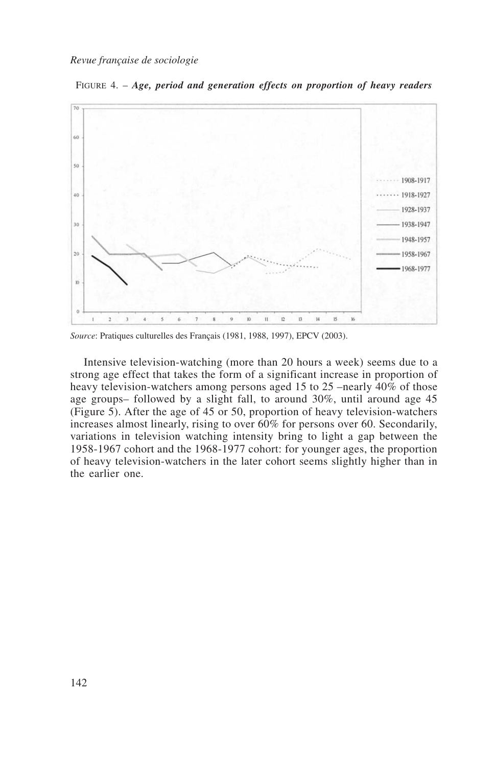FIGURE 4. – ***Age, period and generation effects on proportion of heavy readers***

*Source*: Pratiques culturelles des Français (1981, 1988, 1997), EPCV (2003).

Intensive television-watching (more than 20 hours a week) seems due to a strong age effect that takes the form of a significant increase in proportion of heavy television-watchers among persons aged 15 to 25 –nearly 40% of those age groups– followed by a slight fall, to around 30%, until around age 45 (Figure 5). After the age of 45 or 50, proportion of heavy television-watchers increases almost linearly, rising to over 60% for persons over 60. Secondarily, variations in television watching intensity bring to light a gap between the 1958-1967 cohort and the 1968-1977 cohort: for younger ages, the proportion of heavy television-watchers in the later cohort seems slightly higher than in the earlier one.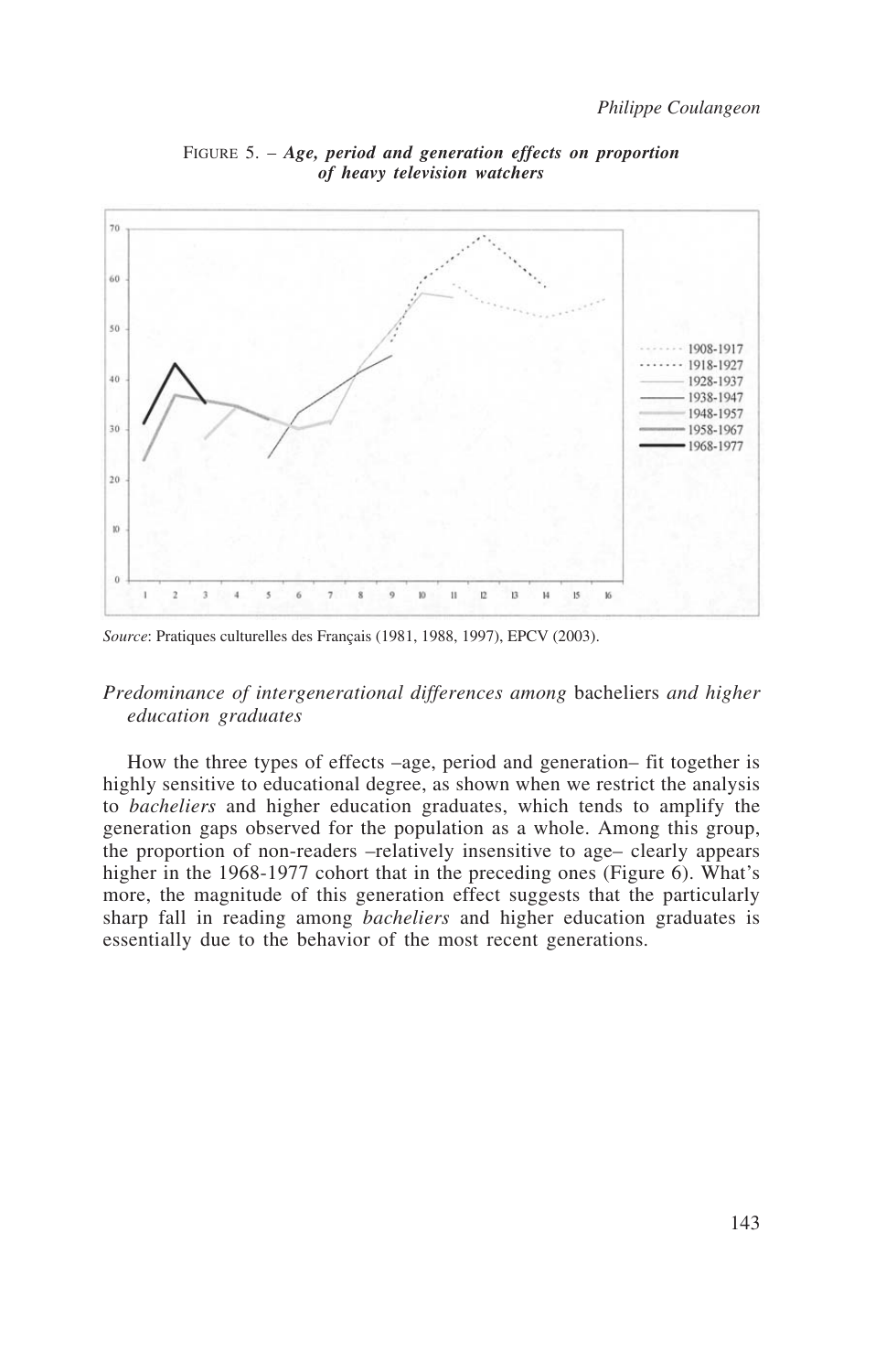FIGURE 5. – ***Age, period and generation effects on proportion of heavy television watchers***

*Source*: Pratiques culturelles des Français (1981, 1988, 1997), EPCV (2003).

### *Predominance of intergenerational differences among* bacheliers *and higher education graduates*

How the three types of effects –age, period and generation– fit together is highly sensitive to educational degree, as shown when we restrict the analysis to *bacheliers* and higher education graduates, which tends to amplify the generation gaps observed for the population as a whole. Among this group, the proportion of non-readers –relatively insensitive to age– clearly appears higher in the 1968-1977 cohort that in the preceding ones (Figure 6). What's more, the magnitude of this generation effect suggests that the particularly sharp fall in reading among *bacheliers* and higher education graduates is essentially due to the behavior of the most recent generations.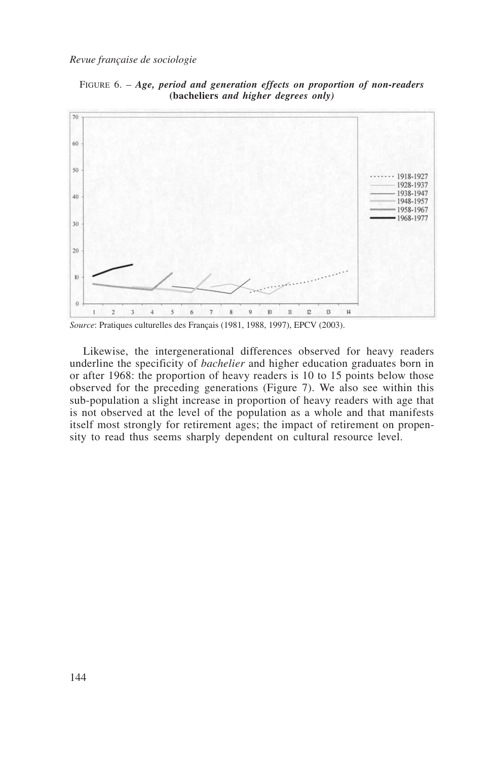FIGURE 6. – ***Age, period and generation effects on proportion of non-readers* (bacheliers *and higher degrees only)***

*Source*: Pratiques culturelles des Français (1981, 1988, 1997), EPCV (2003).

Likewise, the intergenerational differences observed for heavy readers underline the specificity of *bachelier* and higher education graduates born in or after 1968: the proportion of heavy readers is 10 to 15 points below those observed for the preceding generations (Figure 7). We also see within this sub-population a slight increase in proportion of heavy readers with age that is not observed at the level of the population as a whole and that manifests itself most strongly for retirement ages; the impact of retirement on propensity to read thus seems sharply dependent on cultural resource level.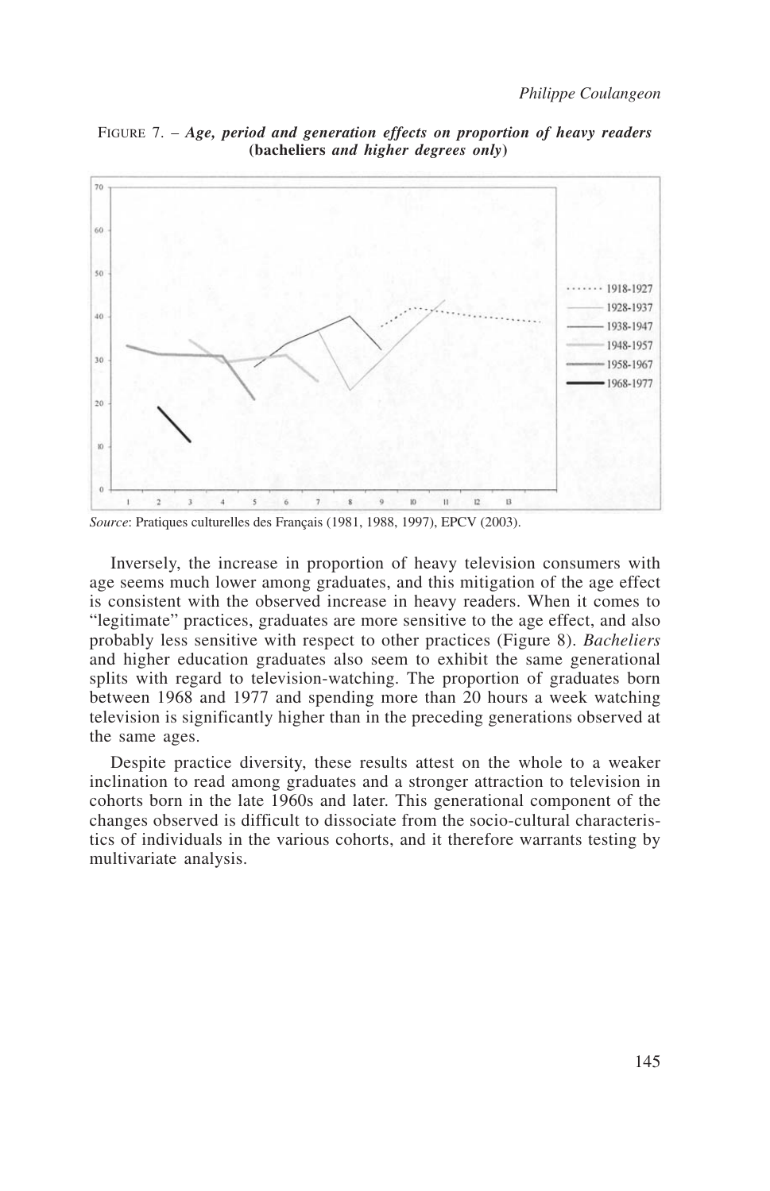FIGURE 7. – ***Age, period and generation effects on proportion of heavy readers* (bacheliers *and higher degrees only*)**

*Source*: Pratiques culturelles des Français (1981, 1988, 1997), EPCV (2003).

Inversely, the increase in proportion of heavy television consumers with age seems much lower among graduates, and this mitigation of the age effect is consistent with the observed increase in heavy readers. When it comes to "legitimate" practices, graduates are more sensitive to the age effect, and also probably less sensitive with respect to other practices (Figure 8). *Bacheliers* and higher education graduates also seem to exhibit the same generational splits with regard to television-watching. The proportion of graduates born between 1968 and 1977 and spending more than 20 hours a week watching television is significantly higher than in the preceding generations observed at the same ages.

Despite practice diversity, these results attest on the whole to a weaker inclination to read among graduates and a stronger attraction to television in cohorts born in the late 1960s and later. This generational component of the changes observed is difficult to dissociate from the socio-cultural characteristics of individuals in the various cohorts, and it therefore warrants testing by multivariate analysis.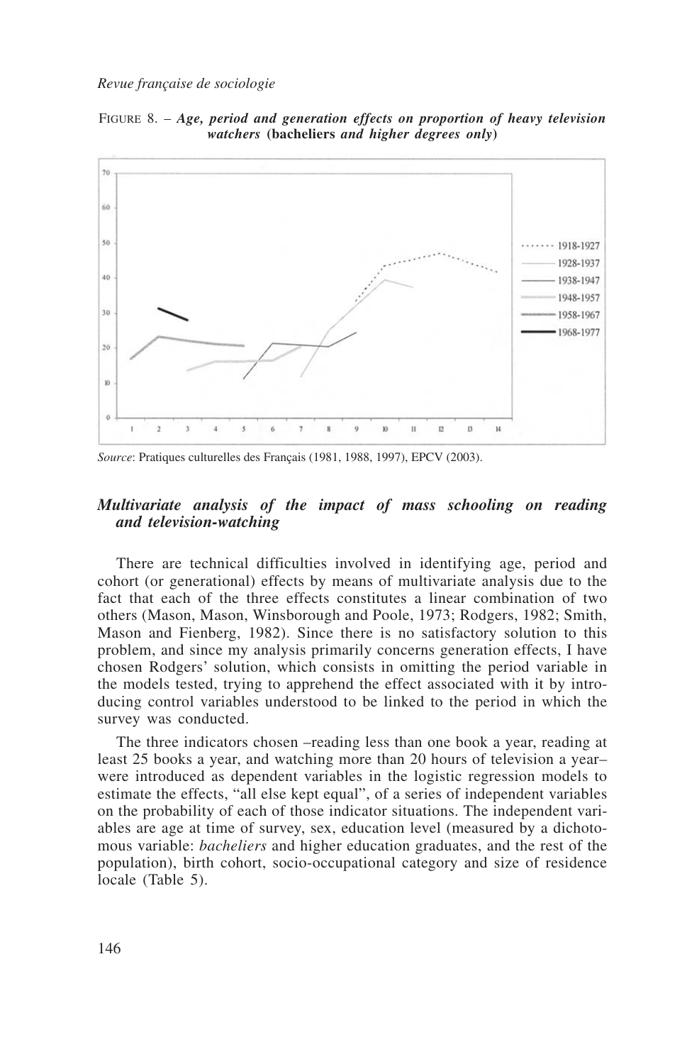FIGURE 8. – ***Age, period and generation effects on proportion of heavy television watchers* (bacheliers *and higher degrees only*)**

*Source*: Pratiques culturelles des Français (1981, 1988, 1997), EPCV (2003).

## *Multivariate analysis of the impact of mass schooling on reading and television-watching*

There are technical difficulties involved in identifying age, period and cohort (or generational) effects by means of multivariate analysis due to the fact that each of the three effects constitutes a linear combination of two others (Mason, Mason, Winsborough and Poole, 1973; Rodgers, 1982; Smith, Mason and Fienberg, 1982). Since there is no satisfactory solution to this problem, and since my analysis primarily concerns generation effects, I have chosen Rodgers' solution, which consists in omitting the period variable in the models tested, trying to apprehend the effect associated with it by introducing control variables understood to be linked to the period in which the survey was conducted.

The three indicators chosen –reading less than one book a year, reading at least 25 books a year, and watching more than 20 hours of television a year– were introduced as dependent variables in the logistic regression models to estimate the effects, "all else kept equal", of a series of independent variables on the probability of each of those indicator situations. The independent variables are age at time of survey, sex, education level (measured by a dichotomous variable: *bacheliers* and higher education graduates, and the rest of the population), birth cohort, socio-occupational category and size of residence locale (Table 5).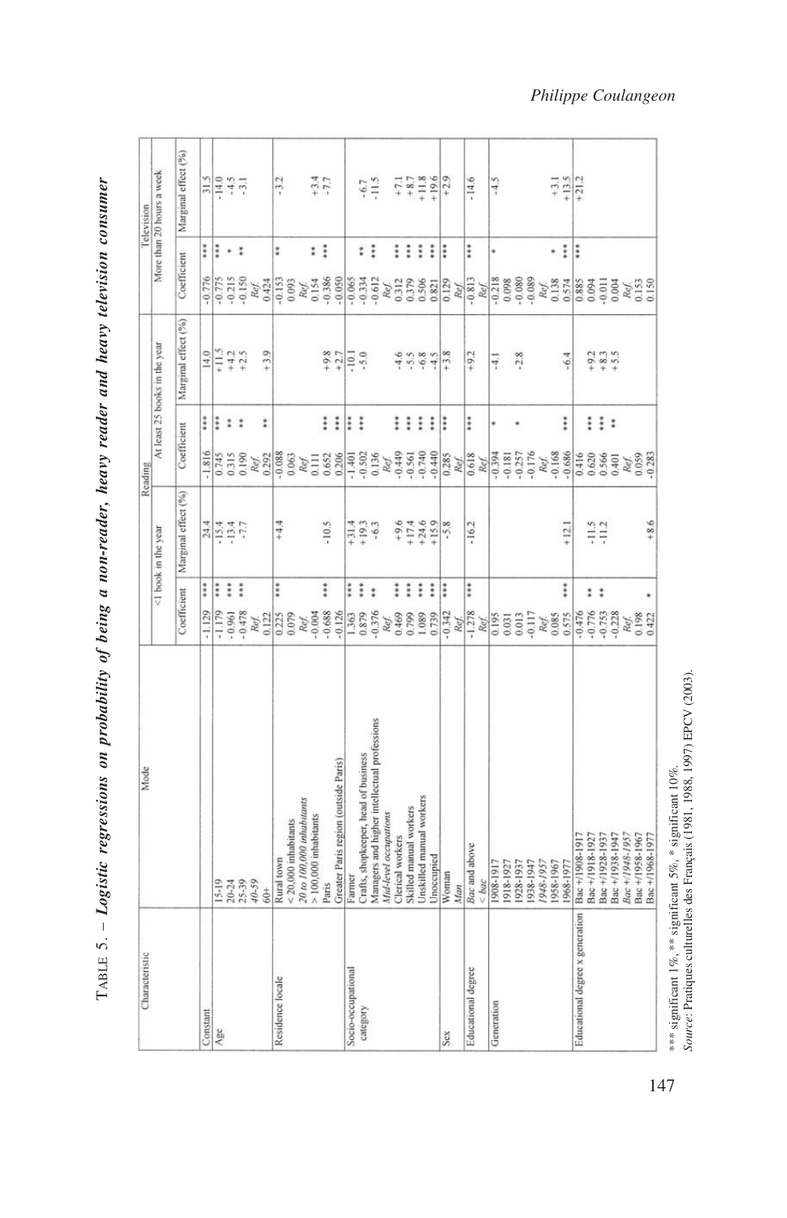# TABLE 5. – *Logistic regressions on probability of being a non-reader, heavy reader and heavy television consumer*

| Characteristic | Mode | Reading | | | | Television | |
|---|---|---|---|---|---|---|---|
| | | <1 book in the year | | At least 25 books in the year | | More than 20 hours a week | |
| | | Coefficient | Marginal effect (%) | Coefficient | Marginal effect (%) | Coefficient | Marginal effect (%) |
| Constant | | -1.129 *** | 24.4 | -1.816 *** | 14.0 | -0.776 *** | 31.5 |
| Age | 15-19 | -1.179 *** | -15.4 | 0.745 *** | +11.5 | -0.775 *** | -14.0 |
| | 20-24 | -0.961 *** | -13.4 | 0.315 ** | +4.2 | -0.215 * | -4.5 |
| | 25-39 | -0.478 *** | -7.7 | 0.190 ** | +2.5 | -0.150 ** | -3.1 |
| | *40-59* | *Ref.* | | *Ref.* | | *Ref.* | |
| | 60+ | 0.122 | | 0.292 ** | +3.9 | 0.424 | |
| Residence locale | Rural town | 0.225 *** | +4.4 | -0.088 | | -0.153 ** | -3.2 |
| | < 20,000 inhabitants | 0.079 | | 0.063 | | 0.093 | |
| | *20 to 100,000 inhabitants* | *Ref.* | | *Ref.* | | *Ref.* | |
| | > 100,000 inhabitants | -0.004 | | 0.111 | | 0.154 ** | +3.4 |
| | Paris | -0.688 *** | -10.5 | 0.652 *** | +9.8 | -0.386 *** | -7.7 |
| | Greater Paris region (outside Paris) | -0.126 | | 0.206 *** | +2.7 | -0.050 | |
| Socio-occupational category | Farmer | 1.363 *** | +31.4 | -1.401 *** | -10.1 | -0.065 | |
| | Crafts, shopkeeper, head of business | 0.879 *** | +19.3 | -0.502 *** | -5.0 | -0.334 ** | -6.7 |
| | Managers and higher intellectual professions | -0.376 ** | -6.3 | 0.136 | | -0.612 *** | -11.5 |
| | *Mid-level occupations* | *Ref.* | | *Ref.* | | *Ref.* | |
| | Clerical workers | 0.469 *** | +9.6 | -0.449 *** | -4.6 | 0.312 *** | +7.1 |
| | Skilled manual workers | 0.799 *** | +17.4 | -0.561 *** | -5.5 | 0.379 *** | +8.7 |
| | Unskilled manual workers | 1.089 *** | +24.6 | -0.740 *** | -6.8 | 0.506 *** | +11.8 |
| | Unoccupied | 0.739 *** | +15.9 | -0.440 *** | -4.5 | 0.821 *** | +19.6 |
| Sex | Woman | -0.342 *** | -5.8 | 0.285 *** | +3.8 | 0.129 *** | +2.9 |
| | *Man* | *Ref.* | | *Ref.* | | *Ref.* | |
| Educational degree | Bac and above | -1.278 *** | -16.2 | 0.618 *** | +9.2 | -0.813 *** | -14.6 |
| | *< bac* | *Ref.* | | *Ref.* | | *Ref.* | |
| Generation | 1908-1917 | 0.195 | | -0.394 * | -4.1 | -0.218 * | -4.5 |
| | 1918-1927 | 0.031 | | -0.181 | | 0.098 | |
| | 1928-1937 | 0.013 | | -0.257 * | -2.8 | -0.080 | |
| | 1938-1947 | -0.117 | | -0.176 | | -0.089 | |
| | *1948-1957* | *Ref.* | | *Ref.* | | *Ref.* | |
| | 1958-1967 | 0.085 | | -0.168 | | 0.138 * | +3.1 |
| | 1968-1977 | 0.575 *** | +12.1 | -0.686 *** | -6.4 | 0.574 *** | +13.5 |
| Educational degree x generation | Bac +/1908-1917 | -0.476 | | 0.416 | | 0.885 *** | +21.2 |
| | Bac +/1918-1927 | -0.776 ** | -11.5 | 0.620 *** | +9.2 | 0.094 | |
| | Bac +/1928-1937 | -0.753 ** | -11.2 | 0.566 *** | +8.3 | -0.011 | |
| | Bac +/1938-1947 | -0.228 | | 0.401 ** | +5.5 | 0.004 | |
| | *Bac +/1948-1957* | *Ref.* | | *Ref.* | | *Ref.* | |
| | Bac +/1958-1967 | 0.198 | | 0.059 | | 0.153 | |
| | Bac +/1968-1977 | 0.422 * | +8.6 | -0.283 | | 0.150 | |

*** significant 1%, ** significant 5%, * significant 10%.
*Source*: Pratiques culturelles des Français (1981, 1988, 1997) EPCV (2003).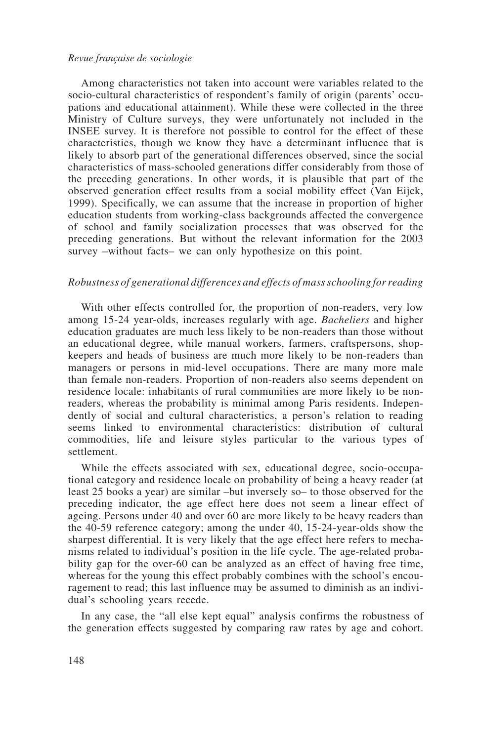Among characteristics not taken into account were variables related to the socio-cultural characteristics of respondent's family of origin (parents' occupations and educational attainment). While these were collected in the three Ministry of Culture surveys, they were unfortunately not included in the INSEE survey. It is therefore not possible to control for the effect of these characteristics, though we know they have a determinant influence that is likely to absorb part of the generational differences observed, since the social characteristics of mass-schooled generations differ considerably from those of the preceding generations. In other words, it is plausible that part of the observed generation effect results from a social mobility effect (Van Eijck, 1999). Specifically, we can assume that the increase in proportion of higher education students from working-class backgrounds affected the convergence of school and family socialization processes that was observed for the preceding generations. But without the relevant information for the 2003 survey –without facts– we can only hypothesize on this point.

### *Robustness of generational differences and effects of mass schooling for reading*

With other effects controlled for, the proportion of non-readers, very low among 15-24 year-olds, increases regularly with age. *Bacheliers* and higher education graduates are much less likely to be non-readers than those without an educational degree, while manual workers, farmers, craftspersons, shopkeepers and heads of business are much more likely to be non-readers than managers or persons in mid-level occupations. There are many more male than female non-readers. Proportion of non-readers also seems dependent on residence locale: inhabitants of rural communities are more likely to be non-readers, whereas the probability is minimal among Paris residents. Independently of social and cultural characteristics, a person's relation to reading seems linked to environmental characteristics: distribution of cultural commodities, life and leisure styles particular to the various types of settlement.

While the effects associated with sex, educational degree, socio-occupational category and residence locale on probability of being a heavy reader (at least 25 books a year) are similar –but inversely so– to those observed for the preceding indicator, the age effect here does not seem a linear effect of ageing. Persons under 40 and over 60 are more likely to be heavy readers than the 40-59 reference category; among the under 40, 15-24-year-olds show the sharpest differential. It is very likely that the age effect here refers to mechanisms related to individual's position in the life cycle. The age-related probability gap for the over-60 can be analyzed as an effect of having free time, whereas for the young this effect probably combines with the school's encouragement to read; this last influence may be assumed to diminish as an individual's schooling years recede.

In any case, the "all else kept equal" analysis confirms the robustness of the generation effects suggested by comparing raw rates by age and cohort.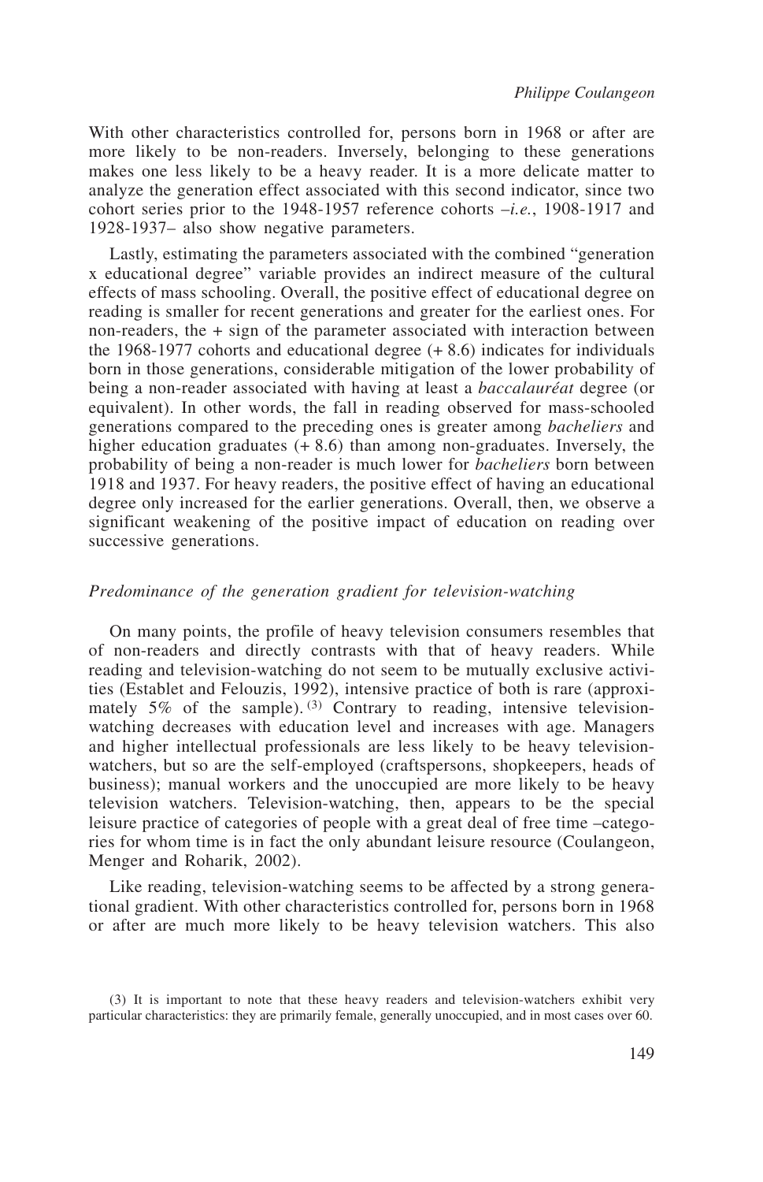With other characteristics controlled for, persons born in 1968 or after are more likely to be non-readers. Inversely, belonging to these generations makes one less likely to be a heavy reader. It is a more delicate matter to analyze the generation effect associated with this second indicator, since two cohort series prior to the 1948-1957 reference cohorts –*i.e.*, 1908-1917 and 1928-1937– also show negative parameters.

Lastly, estimating the parameters associated with the combined "generation x educational degree" variable provides an indirect measure of the cultural effects of mass schooling. Overall, the positive effect of educational degree on reading is smaller for recent generations and greater for the earliest ones. For non-readers, the + sign of the parameter associated with interaction between the 1968-1977 cohorts and educational degree (+ 8.6) indicates for individuals born in those generations, considerable mitigation of the lower probability of being a non-reader associated with having at least a *baccalauréat* degree (or equivalent). In other words, the fall in reading observed for mass-schooled generations compared to the preceding ones is greater among *bacheliers* and higher education graduates (+ 8.6) than among non-graduates. Inversely, the probability of being a non-reader is much lower for *bacheliers* born between 1918 and 1937. For heavy readers, the positive effect of having an educational degree only increased for the earlier generations. Overall, then, we observe a significant weakening of the positive impact of education on reading over successive generations.

### *Predominance of the generation gradient for television-watching*

On many points, the profile of heavy television consumers resembles that of non-readers and directly contrasts with that of heavy readers. While reading and television-watching do not seem to be mutually exclusive activities (Establet and Felouzis, 1992), intensive practice of both is rare (approximately 5% of the sample).[3] Contrary to reading, intensive television-watching decreases with education level and increases with age. Managers and higher intellectual professionals are less likely to be heavy television-watchers, but so are the self-employed (craftspersons, shopkeepers, heads of business); manual workers and the unoccupied are more likely to be heavy television watchers. Television-watching, then, appears to be the special leisure practice of categories of people with a great deal of free time –categories for whom time is in fact the only abundant leisure resource (Coulangeon, Menger and Roharik, 2002).

Like reading, television-watching seems to be affected by a strong generational gradient. With other characteristics controlled for, persons born in 1968 or after are much more likely to be heavy television watchers. This also

(3) It is important to note that these heavy readers and television-watchers exhibit very particular characteristics: they are primarily female, generally unoccupied, and in most cases over 60.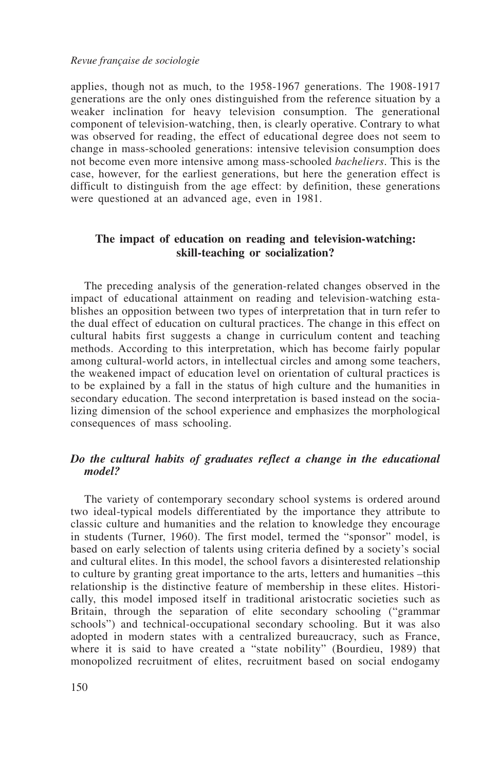applies, though not as much, to the 1958-1967 generations. The 1908-1917 generations are the only ones distinguished from the reference situation by a weaker inclination for heavy television consumption. The generational component of television-watching, then, is clearly operative. Contrary to what was observed for reading, the effect of educational degree does not seem to change in mass-schooled generations: intensive television consumption does not become even more intensive among mass-schooled *bacheliers*. This is the case, however, for the earliest generations, but here the generation effect is difficult to distinguish from the age effect: by definition, these generations were questioned at an advanced age, even in 1981.

## The impact of education on reading and television-watching: skill-teaching or socialization?

The preceding analysis of the generation-related changes observed in the impact of educational attainment on reading and television-watching establishes an opposition between two types of interpretation that in turn refer to the dual effect of education on cultural practices. The change in this effect on cultural habits first suggests a change in curriculum content and teaching methods. According to this interpretation, which has become fairly popular among cultural-world actors, in intellectual circles and among some teachers, the weakened impact of education level on orientation of cultural practices is to be explained by a fall in the status of high culture and the humanities in secondary education. The second interpretation is based instead on the socializing dimension of the school experience and emphasizes the morphological consequences of mass schooling.

### *Do the cultural habits of graduates reflect a change in the educational model?*

The variety of contemporary secondary school systems is ordered around two ideal-typical models differentiated by the importance they attribute to classic culture and humanities and the relation to knowledge they encourage in students (Turner, 1960). The first model, termed the "sponsor" model, is based on early selection of talents using criteria defined by a society's social and cultural elites. In this model, the school favors a disinterested relationship to culture by granting great importance to the arts, letters and humanities –this relationship is the distinctive feature of membership in these elites. Historically, this model imposed itself in traditional aristocratic societies such as Britain, through the separation of elite secondary schooling ("grammar schools") and technical-occupational secondary schooling. But it was also adopted in modern states with a centralized bureaucracy, such as France, where it is said to have created a "state nobility" (Bourdieu, 1989) that monopolized recruitment of elites, recruitment based on social endogamy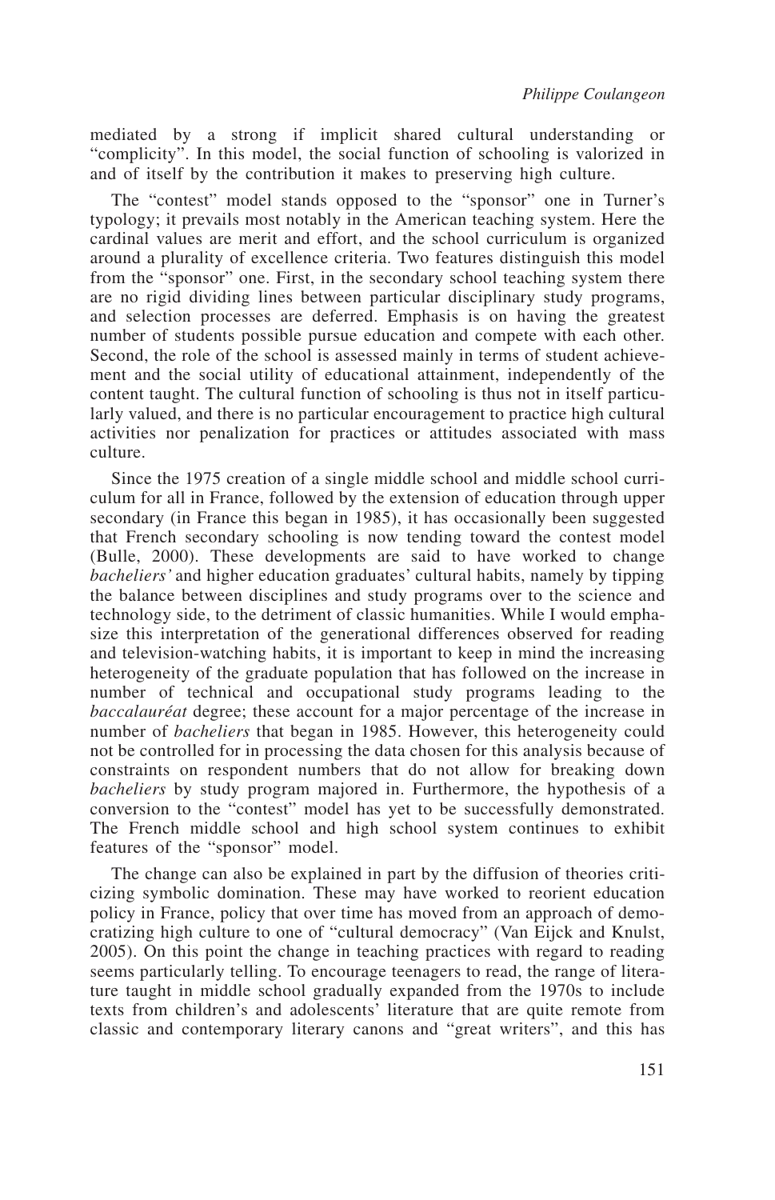mediated by a strong if implicit shared cultural understanding or "complicity". In this model, the social function of schooling is valorized in and of itself by the contribution it makes to preserving high culture.

The "contest" model stands opposed to the "sponsor" one in Turner's typology; it prevails most notably in the American teaching system. Here the cardinal values are merit and effort, and the school curriculum is organized around a plurality of excellence criteria. Two features distinguish this model from the "sponsor" one. First, in the secondary school teaching system there are no rigid dividing lines between particular disciplinary study programs, and selection processes are deferred. Emphasis is on having the greatest number of students possible pursue education and compete with each other. Second, the role of the school is assessed mainly in terms of student achievement and the social utility of educational attainment, independently of the content taught. The cultural function of schooling is thus not in itself particularly valued, and there is no particular encouragement to practice high cultural activities nor penalization for practices or attitudes associated with mass culture.

Since the 1975 creation of a single middle school and middle school curriculum for all in France, followed by the extension of education through upper secondary (in France this began in 1985), it has occasionally been suggested that French secondary schooling is now tending toward the contest model (Bulle, 2000). These developments are said to have worked to change *bacheliers'* and higher education graduates' cultural habits, namely by tipping the balance between disciplines and study programs over to the science and technology side, to the detriment of classic humanities. While I would emphasize this interpretation of the generational differences observed for reading and television-watching habits, it is important to keep in mind the increasing heterogeneity of the graduate population that has followed on the increase in number of technical and occupational study programs leading to the *baccalauréat* degree; these account for a major percentage of the increase in number of *bacheliers* that began in 1985. However, this heterogeneity could not be controlled for in processing the data chosen for this analysis because of constraints on respondent numbers that do not allow for breaking down *bacheliers* by study program majored in. Furthermore, the hypothesis of a conversion to the "contest" model has yet to be successfully demonstrated. The French middle school and high school system continues to exhibit features of the "sponsor" model.

The change can also be explained in part by the diffusion of theories criticizing symbolic domination. These may have worked to reorient education policy in France, policy that over time has moved from an approach of democratizing high culture to one of "cultural democracy" (Van Eijck and Knulst, 2005). On this point the change in teaching practices with regard to reading seems particularly telling. To encourage teenagers to read, the range of literature taught in middle school gradually expanded from the 1970s to include texts from children's and adolescents' literature that are quite remote from classic and contemporary literary canons and "great writers", and this has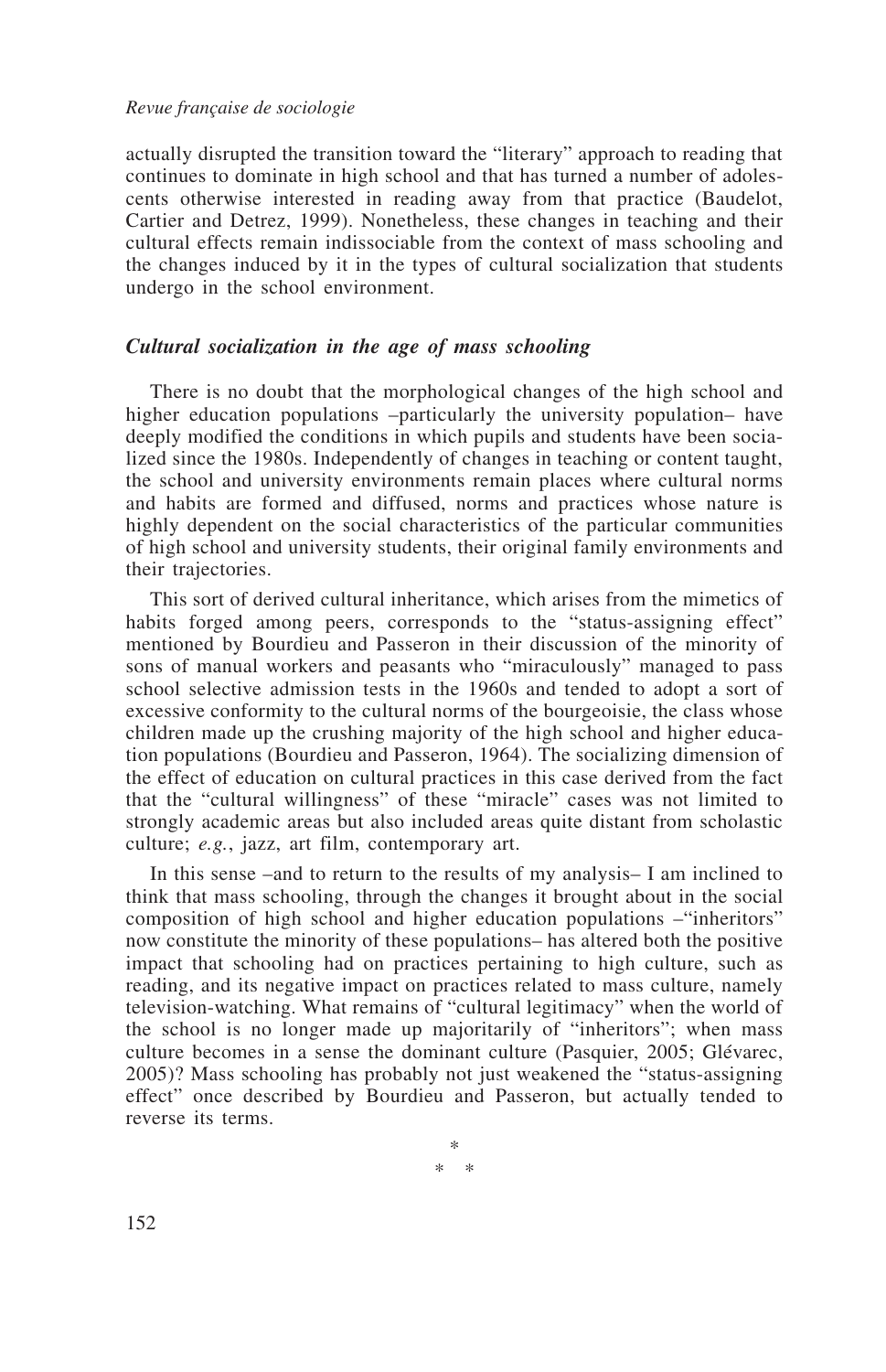actually disrupted the transition toward the "literary" approach to reading that continues to dominate in high school and that has turned a number of adolescents otherwise interested in reading away from that practice (Baudelot, Cartier and Detrez, 1999). Nonetheless, these changes in teaching and their cultural effects remain indissociable from the context of mass schooling and the changes induced by it in the types of cultural socialization that students undergo in the school environment.

### *Cultural socialization in the age of mass schooling*

There is no doubt that the morphological changes of the high school and higher education populations –particularly the university population– have deeply modified the conditions in which pupils and students have been socialized since the 1980s. Independently of changes in teaching or content taught, the school and university environments remain places where cultural norms and habits are formed and diffused, norms and practices whose nature is highly dependent on the social characteristics of the particular communities of high school and university students, their original family environments and their trajectories.

This sort of derived cultural inheritance, which arises from the mimetics of habits forged among peers, corresponds to the "status-assigning effect" mentioned by Bourdieu and Passeron in their discussion of the minority of sons of manual workers and peasants who "miraculously" managed to pass school selective admission tests in the 1960s and tended to adopt a sort of excessive conformity to the cultural norms of the bourgeoisie, the class whose children made up the crushing majority of the high school and higher education populations (Bourdieu and Passeron, 1964). The socializing dimension of the effect of education on cultural practices in this case derived from the fact that the "cultural willingness" of these "miracle" cases was not limited to strongly academic areas but also included areas quite distant from scholastic culture; *e.g.*, jazz, art film, contemporary art.

In this sense –and to return to the results of my analysis– I am inclined to think that mass schooling, through the changes it brought about in the social composition of high school and higher education populations –"inheritors" now constitute the minority of these populations– has altered both the positive impact that schooling had on practices pertaining to high culture, such as reading, and its negative impact on practices related to mass culture, namely television-watching. What remains of "cultural legitimacy" when the world of the school is no longer made up majoritarily of "inheritors"; when mass culture becomes in a sense the dominant culture (Pasquier, 2005; Glévarec, 2005)? Mass schooling has probably not just weakened the "status-assigning effect" once described by Bourdieu and Passeron, but actually tended to reverse its terms.

\*
\* \*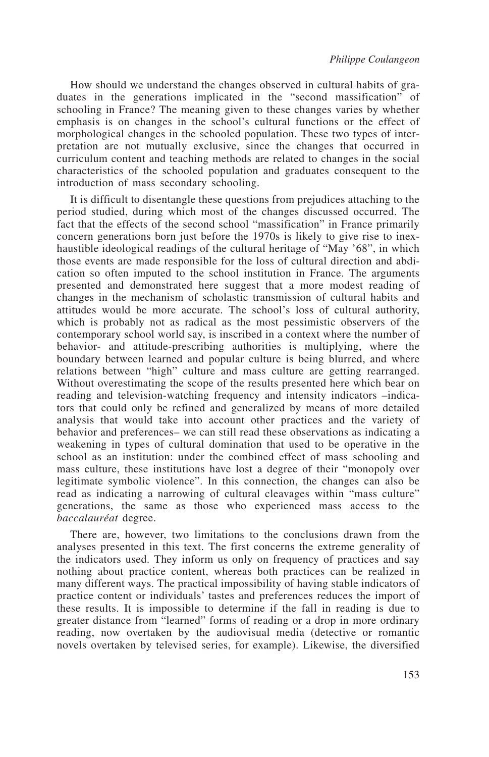How should we understand the changes observed in cultural habits of graduates in the generations implicated in the "second massification" of schooling in France? The meaning given to these changes varies by whether emphasis is on changes in the school's cultural functions or the effect of morphological changes in the schooled population. These two types of interpretation are not mutually exclusive, since the changes that occurred in curriculum content and teaching methods are related to changes in the social characteristics of the schooled population and graduates consequent to the introduction of mass secondary schooling.

It is difficult to disentangle these questions from prejudices attaching to the period studied, during which most of the changes discussed occurred. The fact that the effects of the second school "massification" in France primarily concern generations born just before the 1970s is likely to give rise to inexhaustible ideological readings of the cultural heritage of "May '68", in which those events are made responsible for the loss of cultural direction and abdication so often imputed to the school institution in France. The arguments presented and demonstrated here suggest that a more modest reading of changes in the mechanism of scholastic transmission of cultural habits and attitudes would be more accurate. The school's loss of cultural authority, which is probably not as radical as the most pessimistic observers of the contemporary school world say, is inscribed in a context where the number of behavior- and attitude-prescribing authorities is multiplying, where the boundary between learned and popular culture is being blurred, and where relations between "high" culture and mass culture are getting rearranged. Without overestimating the scope of the results presented here which bear on reading and television-watching frequency and intensity indicators –indicators that could only be refined and generalized by means of more detailed analysis that would take into account other practices and the variety of behavior and preferences– we can still read these observations as indicating a weakening in types of cultural domination that used to be operative in the school as an institution: under the combined effect of mass schooling and mass culture, these institutions have lost a degree of their "monopoly over legitimate symbolic violence". In this connection, the changes can also be read as indicating a narrowing of cultural cleavages within "mass culture" generations, the same as those who experienced mass access to the *baccalauréat* degree.

There are, however, two limitations to the conclusions drawn from the analyses presented in this text. The first concerns the extreme generality of the indicators used. They inform us only on frequency of practices and say nothing about practice content, whereas both practices can be realized in many different ways. The practical impossibility of having stable indicators of practice content or individuals' tastes and preferences reduces the import of these results. It is impossible to determine if the fall in reading is due to greater distance from "learned" forms of reading or a drop in more ordinary reading, now overtaken by the audiovisual media (detective or romantic novels overtaken by televised series, for example). Likewise, the diversified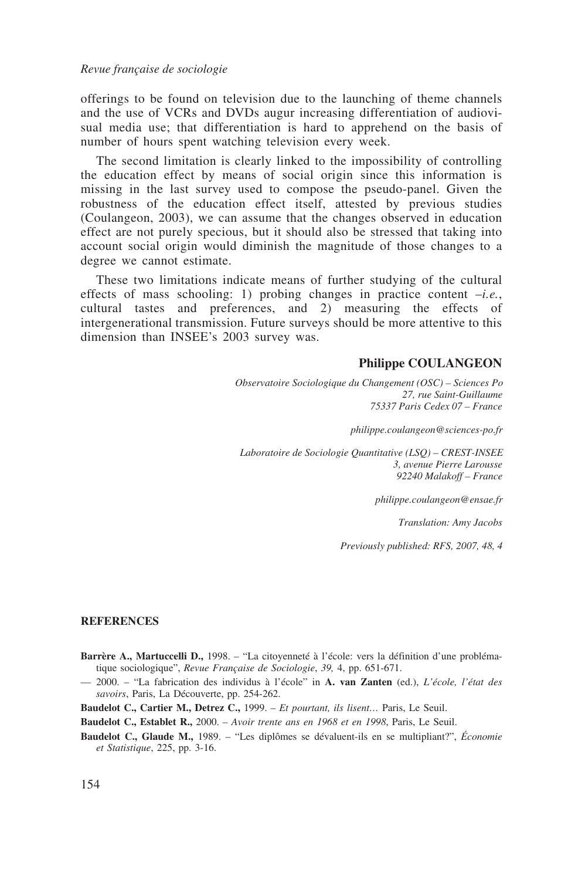offerings to be found on television due to the launching of theme channels and the use of VCRs and DVDs augur increasing differentiation of audiovisual media use; that differentiation is hard to apprehend on the basis of number of hours spent watching television every week.

The second limitation is clearly linked to the impossibility of controlling the education effect by means of social origin since this information is missing in the last survey used to compose the pseudo-panel. Given the robustness of the education effect itself, attested by previous studies (Coulangeon, 2003), we can assume that the changes observed in education effect are not purely specious, but it should also be stressed that taking into account social origin would diminish the magnitude of those changes to a degree we cannot estimate.

These two limitations indicate means of further studying of the cultural effects of mass schooling: 1) probing changes in practice content –*i.e.*, cultural tastes and preferences, and 2) measuring the effects of intergenerational transmission. Future surveys should be more attentive to this dimension than INSEE's 2003 survey was.

**Philippe COULANGEON**

*Observatoire Sociologique du Changement (OSC) – Sciences Po*
*27, rue Saint-Guillaume*
*75337 Paris Cedex 07 – France*

*philippe.coulangeon@sciences-po.fr*

*Laboratoire de Sociologie Quantitative (LSQ) – CREST-INSEE*
*3, avenue Pierre Larousse*
*92240 Malakoff – France*

*philippe.coulangeon@ensae.fr*

*Translation: Amy Jacobs*

*Previously published: RFS, 2007, 48, 4*

**REFERENCES**

**Barrère A., Martuccelli D.,** 1998. – "La citoyenneté à l'école: vers la définition d'une problématique sociologique", *Revue Française de Sociologie*, *39,* 4, pp. 651-671.

— 2000. – "La fabrication des individus à l'école" in **A. van Zanten** (ed.), *L'école, l'état des savoirs*, Paris, La Découverte, pp. 254-262.

**Baudelot C., Cartier M., Detrez C.,** 1999. – *Et pourtant, ils lisent…* Paris, Le Seuil.

**Baudelot C., Establet R.,** 2000. – *Avoir trente ans en 1968 et en 1998*, Paris, Le Seuil.

**Baudelot C., Glaude M.,** 1989. – "Les diplômes se dévaluent-ils en se multipliant?", *Économie et Statistique*, 225, pp. 3-16.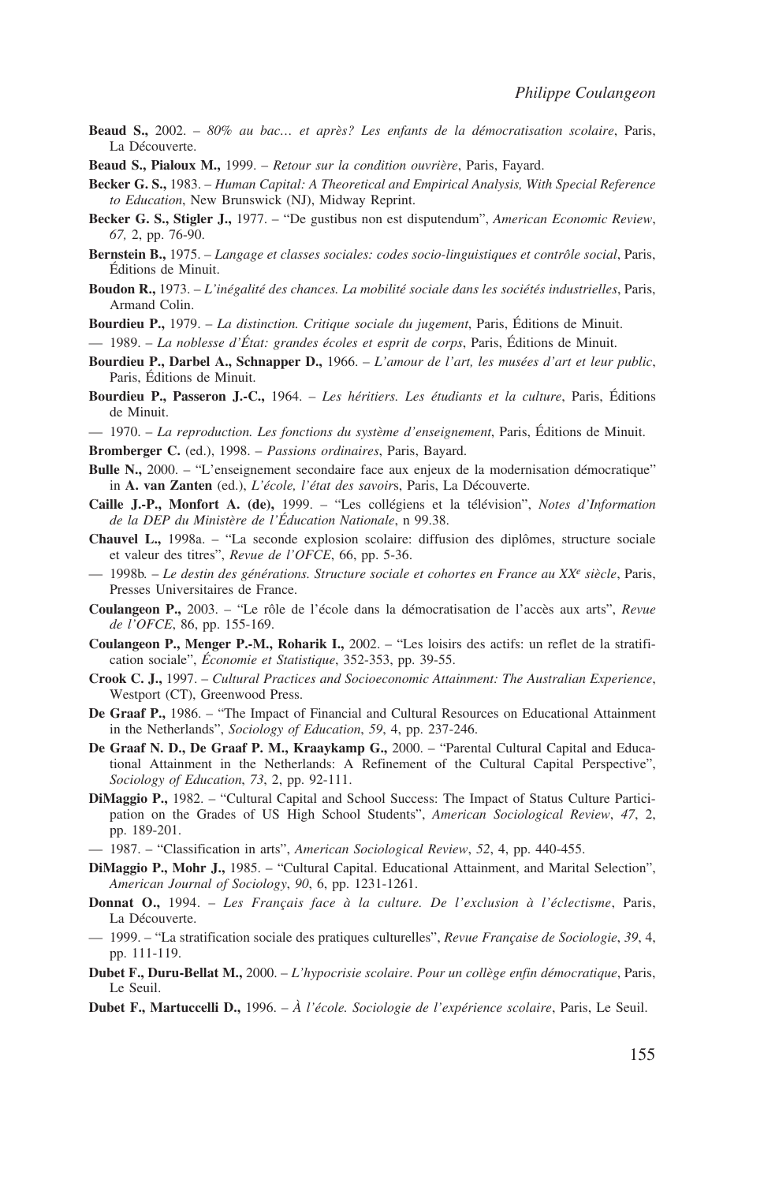**Beaud S.,** 2002. – *80% au bac… et après? Les enfants de la démocratisation scolaire*, Paris, La Découverte.

**Beaud S., Pialoux M.,** 1999. – *Retour sur la condition ouvrière*, Paris, Fayard.

**Becker G. S.,** 1983. – *Human Capital: A Theoretical and Empirical Analysis, With Special Reference to Education*, New Brunswick (NJ), Midway Reprint.

**Becker G. S., Stigler J.,** 1977. – "De gustibus non est disputendum", *American Economic Review*, *67*, 2, pp. 76-90.

**Bernstein B.,** 1975. – *Langage et classes sociales: codes socio-linguistiques et contrôle social*, Paris, Éditions de Minuit.

**Boudon R.,** 1973. – *L'inégalité des chances. La mobilité sociale dans les sociétés industrielles*, Paris, Armand Colin.

**Bourdieu P.,** 1979. – *La distinction. Critique sociale du jugement*, Paris, Éditions de Minuit.

— 1989. – *La noblesse d'État: grandes écoles et esprit de corps*, Paris, Éditions de Minuit.

**Bourdieu P., Darbel A., Schnapper D.,** 1966. – *L'amour de l'art, les musées d'art et leur public*, Paris, Éditions de Minuit.

**Bourdieu P., Passeron J.-C.,** 1964. – *Les héritiers. Les étudiants et la culture*, Paris, Éditions de Minuit.

— 1970. – *La reproduction. Les fonctions du système d'enseignement*, Paris, Éditions de Minuit.

**Bromberger C.** (ed.), 1998. – *Passions ordinaires*, Paris, Bayard.

**Bulle N.,** 2000. – "L'enseignement secondaire face aux enjeux de la modernisation démocratique" in **A. van Zanten** (ed.), *L'école, l'état des savoirs*, Paris, La Découverte.

**Caille J.-P., Monfort A. (de),** 1999. – "Les collégiens et la télévision", *Notes d'Information de la DEP du Ministère de l'Éducation Nationale*, n 99.38.

**Chauvel L.,** 1998a. – "La seconde explosion scolaire: diffusion des diplômes, structure sociale et valeur des titres", *Revue de l'OFCE*, 66, pp. 5-36.

— 1998b. – *Le destin des générations. Structure sociale et cohortes en France au XX<sup>e</sup> siècle*, Paris, Presses Universitaires de France.

**Coulangeon P.,** 2003. – "Le rôle de l'école dans la démocratisation de l'accès aux arts", *Revue de l'OFCE*, 86, pp. 155-169.

**Coulangeon P., Menger P.-M., Roharik I.,** 2002. – "Les loisirs des actifs: un reflet de la stratification sociale", *Économie et Statistique*, 352-353, pp. 39-55.

**Crook C. J.,** 1997. – *Cultural Practices and Socioeconomic Attainment: The Australian Experience*, Westport (CT), Greenwood Press.

**De Graaf P.,** 1986. – "The Impact of Financial and Cultural Resources on Educational Attainment in the Netherlands", *Sociology of Education*, *59*, 4, pp. 237-246.

**De Graaf N. D., De Graaf P. M., Kraaykamp G.,** 2000. – "Parental Cultural Capital and Educational Attainment in the Netherlands: A Refinement of the Cultural Capital Perspective", *Sociology of Education*, *73*, 2, pp. 92-111.

**DiMaggio P.,** 1982. – "Cultural Capital and School Success: The Impact of Status Culture Participation on the Grades of US High School Students", *American Sociological Review*, *47*, 2, pp. 189-201.

— 1987. – "Classification in arts", *American Sociological Review*, *52*, 4, pp. 440-455.

**DiMaggio P., Mohr J.,** 1985. – "Cultural Capital. Educational Attainment, and Marital Selection", *American Journal of Sociology*, *90*, 6, pp. 1231-1261.

**Donnat O.,** 1994. – *Les Français face à la culture. De l'exclusion à l'éclectisme*, Paris, La Découverte.

— 1999. – "La stratification sociale des pratiques culturelles", *Revue Française de Sociologie*, *39*, 4, pp. 111-119.

**Dubet F., Duru-Bellat M.,** 2000. – *L'hypocrisie scolaire. Pour un collège enfin démocratique*, Paris, Le Seuil.

**Dubet F., Martuccelli D.,** 1996. – *À l'école. Sociologie de l'expérience scolaire*, Paris, Le Seuil.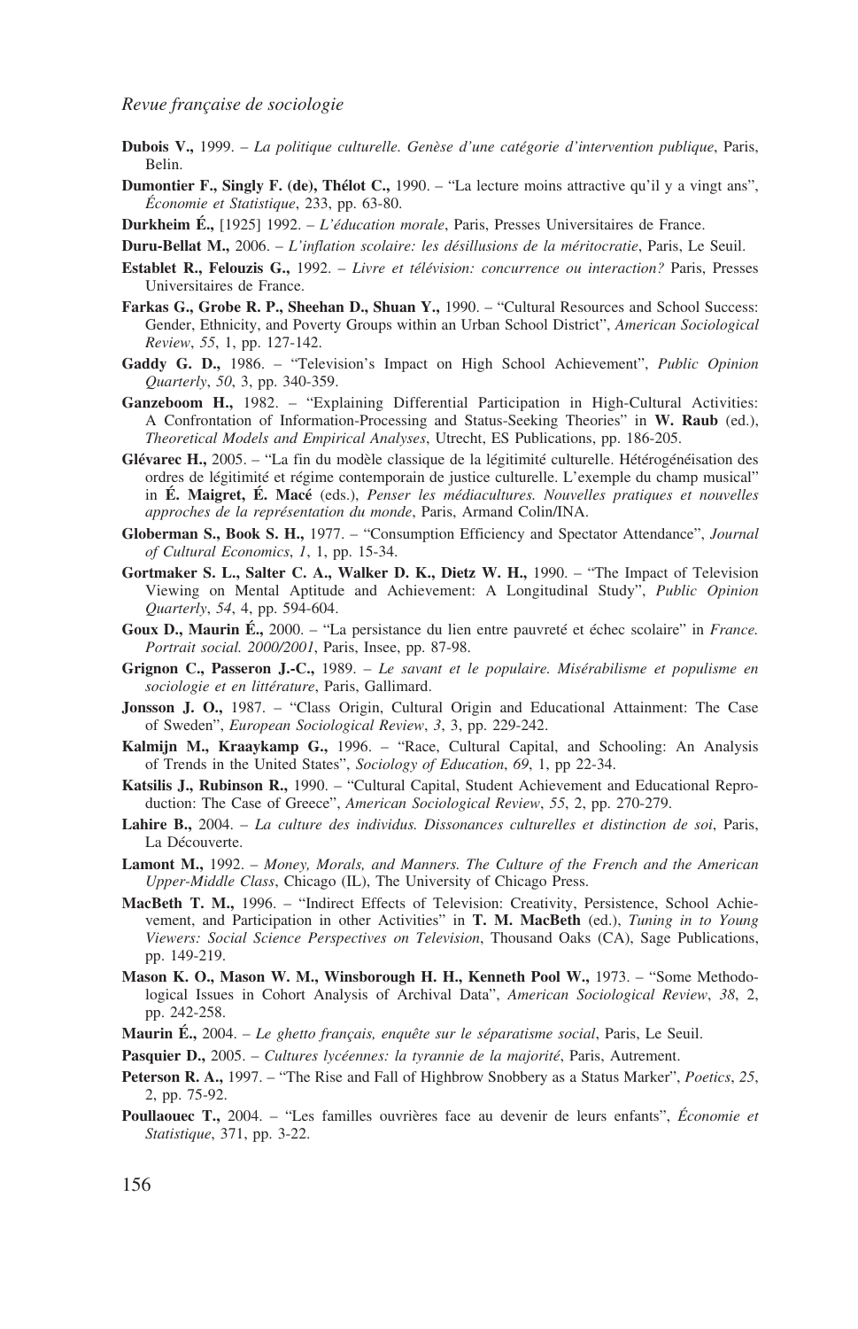**Dubois V.,** 1999. – *La politique culturelle. Genèse d'une catégorie d'intervention publique*, Paris, Belin.

**Dumontier F., Singly F. (de), Thélot C.,** 1990. – "La lecture moins attractive qu'il y a vingt ans", *Économie et Statistique*, 233, pp. 63-80.

**Durkheim É.,** [1925] 1992. – *L'éducation morale*, Paris, Presses Universitaires de France.

**Duru-Bellat M.,** 2006. – *L'inflation scolaire: les désillusions de la méritocratie*, Paris, Le Seuil.

**Establet R., Felouzis G.,** 1992. – *Livre et télévision: concurrence ou interaction?* Paris, Presses Universitaires de France.

**Farkas G., Grobe R. P., Sheehan D., Shuan Y.,** 1990. – "Cultural Resources and School Success: Gender, Ethnicity, and Poverty Groups within an Urban School District", *American Sociological Review*, *55*, 1, pp. 127-142.

**Gaddy G. D.,** 1986. – "Television's Impact on High School Achievement", *Public Opinion Quarterly*, *50*, 3, pp. 340-359.

**Ganzeboom H.,** 1982. – "Explaining Differential Participation in High-Cultural Activities: A Confrontation of Information-Processing and Status-Seeking Theories" in **W. Raub** (ed.), *Theoretical Models and Empirical Analyses*, Utrecht, ES Publications, pp. 186-205.

**Glévarec H.,** 2005. – "La fin du modèle classique de la légitimité culturelle. Hétérogénéisation des ordres de légitimité et régime contemporain de justice culturelle. L'exemple du champ musical" in **É. Maigret, É. Macé** (eds.), *Penser les médiacultures. Nouvelles pratiques et nouvelles approches de la représentation du monde*, Paris, Armand Colin/INA.

**Globerman S., Book S. H.,** 1977. – "Consumption Efficiency and Spectator Attendance", *Journal of Cultural Economics*, *1*, 1, pp. 15-34.

**Gortmaker S. L., Salter C. A., Walker D. K., Dietz W. H.,** 1990. – "The Impact of Television Viewing on Mental Aptitude and Achievement: A Longitudinal Study", *Public Opinion Quarterly*, *54*, 4, pp. 594-604.

**Goux D., Maurin É.,** 2000. – "La persistance du lien entre pauvreté et échec scolaire" in *France. Portrait social. 2000/2001*, Paris, Insee, pp. 87-98.

**Grignon C., Passeron J.-C.,** 1989. – *Le savant et le populaire. Misérabilisme et populisme en sociologie et en littérature*, Paris, Gallimard.

**Jonsson J. O.,** 1987. – "Class Origin, Cultural Origin and Educational Attainment: The Case of Sweden", *European Sociological Review*, *3*, 3, pp. 229-242.

**Kalmijn M., Kraaykamp G.,** 1996. – "Race, Cultural Capital, and Schooling: An Analysis of Trends in the United States", *Sociology of Education*, *69*, 1, pp 22-34.

**Katsilis J., Rubinson R.,** 1990. – "Cultural Capital, Student Achievement and Educational Reproduction: The Case of Greece", *American Sociological Review*, *55*, 2, pp. 270-279.

**Lahire B.,** 2004. – *La culture des individus. Dissonances culturelles et distinction de soi*, Paris, La Découverte.

**Lamont M.,** 1992. – *Money, Morals, and Manners. The Culture of the French and the American Upper-Middle Class*, Chicago (IL), The University of Chicago Press.

**MacBeth T. M.,** 1996. – "Indirect Effects of Television: Creativity, Persistence, School Achievement, and Participation in other Activities" in **T. M. MacBeth** (ed.), *Tuning in to Young Viewers: Social Science Perspectives on Television*, Thousand Oaks (CA), Sage Publications, pp. 149-219.

**Mason K. O., Mason W. M., Winsborough H. H., Kenneth Pool W.,** 1973. – "Some Methodological Issues in Cohort Analysis of Archival Data", *American Sociological Review*, *38*, 2, pp. 242-258.

**Maurin É.,** 2004. – *Le ghetto français, enquête sur le séparatisme social*, Paris, Le Seuil.

**Pasquier D.,** 2005. – *Cultures lycéennes: la tyrannie de la majorité*, Paris, Autrement.

**Peterson R. A.,** 1997. – "The Rise and Fall of Highbrow Snobbery as a Status Marker", *Poetics*, *25*, 2, pp. 75-92.

**Poullaouec T.,** 2004. – "Les familles ouvrières face au devenir de leurs enfants", *Économie et Statistique*, 371, pp. 3-22.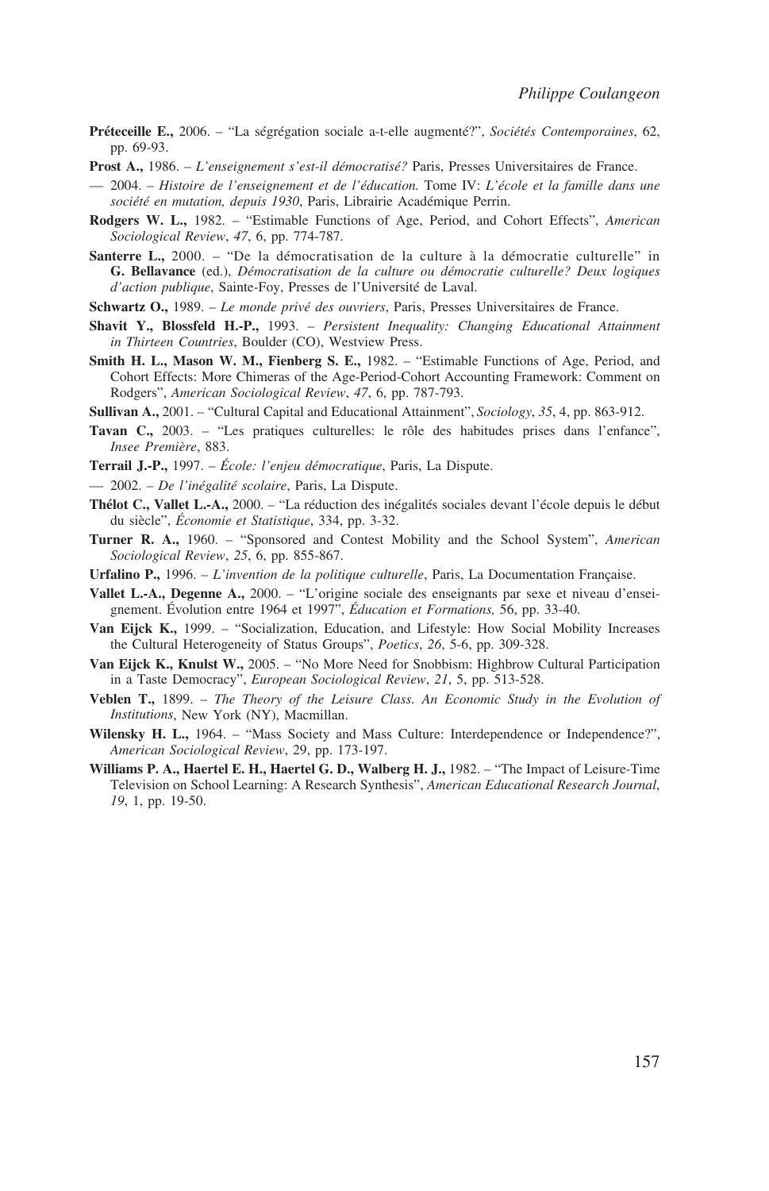**Préteceille E.,** 2006. – "La ségrégation sociale a-t-elle augmenté?", *Sociétés Contemporaines*, 62, pp. 69-93.

**Prost A.,** 1986. – *L'enseignement s'est-il démocratisé?* Paris, Presses Universitaires de France.

— 2004. – *Histoire de l'enseignement et de l'éducation.* Tome IV: *L'école et la famille dans une société en mutation, depuis 1930*, Paris, Librairie Académique Perrin.

**Rodgers W. L.,** 1982. – "Estimable Functions of Age, Period, and Cohort Effects", *American Sociological Review*, *47*, 6, pp. 774-787.

**Santerre L.,** 2000. – "De la démocratisation de la culture à la démocratie culturelle" in **G. Bellavance** (ed.), *Démocratisation de la culture ou démocratie culturelle? Deux logiques d'action publique*, Sainte-Foy, Presses de l'Université de Laval.

**Schwartz O.,** 1989. – *Le monde privé des ouvriers*, Paris, Presses Universitaires de France.

**Shavit Y., Blossfeld H.-P.,** 1993. – *Persistent Inequality: Changing Educational Attainment in Thirteen Countries*, Boulder (CO), Westview Press.

**Smith H. L., Mason W. M., Fienberg S. E.,** 1982. – "Estimable Functions of Age, Period, and Cohort Effects: More Chimeras of the Age-Period-Cohort Accounting Framework: Comment on Rodgers", *American Sociological Review*, *47*, 6, pp. 787-793.

**Sullivan A.,** 2001. – "Cultural Capital and Educational Attainment", *Sociology*, *35*, 4, pp. 863-912.

**Tavan C.,** 2003. – "Les pratiques culturelles: le rôle des habitudes prises dans l'enfance", *Insee Première*, 883.

**Terrail J.-P.,** 1997. – *École: l'enjeu démocratique*, Paris, La Dispute.

— 2002. – *De l'inégalité scolaire*, Paris, La Dispute.

**Thélot C., Vallet L.-A.,** 2000. – "La réduction des inégalités sociales devant l'école depuis le début du siècle", *Économie et Statistique*, 334, pp. 3-32.

**Turner R. A.,** 1960. – "Sponsored and Contest Mobility and the School System", *American Sociological Review*, *25*, 6, pp. 855-867.

**Urfalino P.,** 1996. – *L'invention de la politique culturelle*, Paris, La Documentation Française.

**Vallet L.-A., Degenne A.,** 2000. – "L'origine sociale des enseignants par sexe et niveau d'enseignement. Évolution entre 1964 et 1997", *Éducation et Formations,* 56, pp. 33-40.

**Van Eijck K.,** 1999. – "Socialization, Education, and Lifestyle: How Social Mobility Increases the Cultural Heterogeneity of Status Groups", *Poetics*, *26*, 5-6, pp. 309-328.

**Van Eijck K., Knulst W.,** 2005. – "No More Need for Snobbism: Highbrow Cultural Participation in a Taste Democracy", *European Sociological Review*, *21*, 5, pp. 513-528.

**Veblen T.,** 1899. – *The Theory of the Leisure Class. An Economic Study in the Evolution of Institutions*, New York (NY), Macmillan.

**Wilensky H. L.,** 1964. – "Mass Society and Mass Culture: Interdependence or Independence?", *American Sociological Review*, 29, pp. 173-197.

**Williams P. A., Haertel E. H., Haertel G. D., Walberg H. J.,** 1982. – "The Impact of Leisure-Time Television on School Learning: A Research Synthesis", *American Educational Research Journal*, *19*, 1, pp. 19-50.